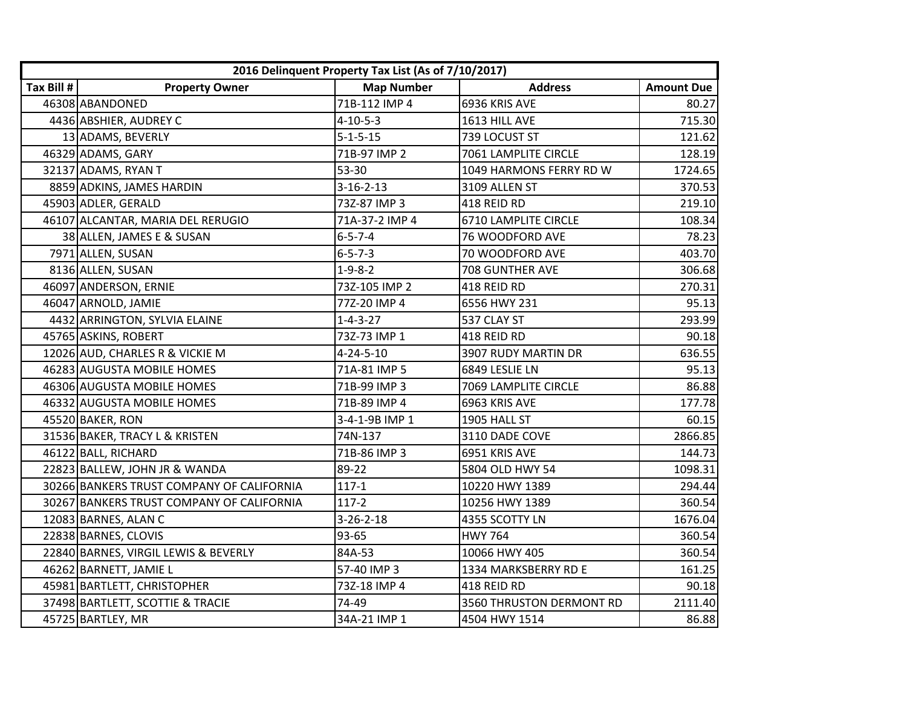| 2016 Delinquent Property Tax List (As of 7/10/2017) | | | | |
|---|---|---|---|---|
| Tax Bill # | Property Owner | Map Number | Address | Amount Due |
| 46308 | ABANDONED | 71B-112 IMP 4 | 6936 KRIS AVE | 80.27 |
| 4436 | ABSHIER, AUDREY C | 4-10-5-3 | 1613 HILL AVE | 715.30 |
| 13 | ADAMS, BEVERLY | 5-1-5-15 | 739 LOCUST ST | 121.62 |
| 46329 | ADAMS, GARY | 71B-97 IMP 2 | 7061 LAMPLITE CIRCLE | 128.19 |
| 32137 | ADAMS, RYAN T | 53-30 | 1049 HARMONS FERRY RD W | 1724.65 |
| 8859 | ADKINS, JAMES HARDIN | 3-16-2-13 | 3109 ALLEN ST | 370.53 |
| 45903 | ADLER, GERALD | 73Z-87 IMP 3 | 418 REID RD | 219.10 |
| 46107 | ALCANTAR, MARIA DEL RERUGIO | 71A-37-2 IMP 4 | 6710 LAMPLITE CIRCLE | 108.34 |
| 38 | ALLEN, JAMES E & SUSAN | 6-5-7-4 | 76 WOODFORD AVE | 78.23 |
| 7971 | ALLEN, SUSAN | 6-5-7-3 | 70 WOODFORD AVE | 403.70 |
| 8136 | ALLEN, SUSAN | 1-9-8-2 | 708 GUNTHER AVE | 306.68 |
| 46097 | ANDERSON, ERNIE | 73Z-105 IMP 2 | 418 REID RD | 270.31 |
| 46047 | ARNOLD, JAMIE | 77Z-20 IMP 4 | 6556 HWY 231 | 95.13 |
| 4432 | ARRINGTON, SYLVIA ELAINE | 1-4-3-27 | 537 CLAY ST | 293.99 |
| 45765 | ASKINS, ROBERT | 73Z-73 IMP 1 | 418 REID RD | 90.18 |
| 12026 | AUD, CHARLES R & VICKIE M | 4-24-5-10 | 3907 RUDY MARTIN DR | 636.55 |
| 46283 | AUGUSTA MOBILE HOMES | 71A-81 IMP 5 | 6849 LESLIE LN | 95.13 |
| 46306 | AUGUSTA MOBILE HOMES | 71B-99 IMP 3 | 7069 LAMPLITE CIRCLE | 86.88 |
| 46332 | AUGUSTA MOBILE HOMES | 71B-89 IMP 4 | 6963 KRIS AVE | 177.78 |
| 45520 | BAKER, RON | 3-4-1-9B IMP 1 | 1905 HALL ST | 60.15 |
| 31536 | BAKER, TRACY L & KRISTEN | 74N-137 | 3110 DADE COVE | 2866.85 |
| 46122 | BALL, RICHARD | 71B-86 IMP 3 | 6951 KRIS AVE | 144.73 |
| 22823 | BALLEW, JOHN JR & WANDA | 89-22 | 5804 OLD HWY 54 | 1098.31 |
| 30266 | BANKERS TRUST COMPANY OF CALIFORNIA | 117-1 | 10220 HWY 1389 | 294.44 |
| 30267 | BANKERS TRUST COMPANY OF CALIFORNIA | 117-2 | 10256 HWY 1389 | 360.54 |
| 12083 | BARNES, ALAN C | 3-26-2-18 | 4355 SCOTTY LN | 1676.04 |
| 22838 | BARNES, CLOVIS | 93-65 | HWY 764 | 360.54 |
| 22840 | BARNES, VIRGIL LEWIS & BEVERLY | 84A-53 | 10066 HWY 405 | 360.54 |
| 46262 | BARNETT, JAMIE L | 57-40 IMP 3 | 1334 MARKSBERRY RD E | 161.25 |
| 45981 | BARTLETT, CHRISTOPHER | 73Z-18 IMP 4 | 418 REID RD | 90.18 |
| 37498 | BARTLETT, SCOTTIE & TRACIE | 74-49 | 3560 THRUSTON DERMONT RD | 2111.40 |
| 45725 | BARTLEY, MR | 34A-21 IMP 1 | 4504 HWY 1514 | 86.88 |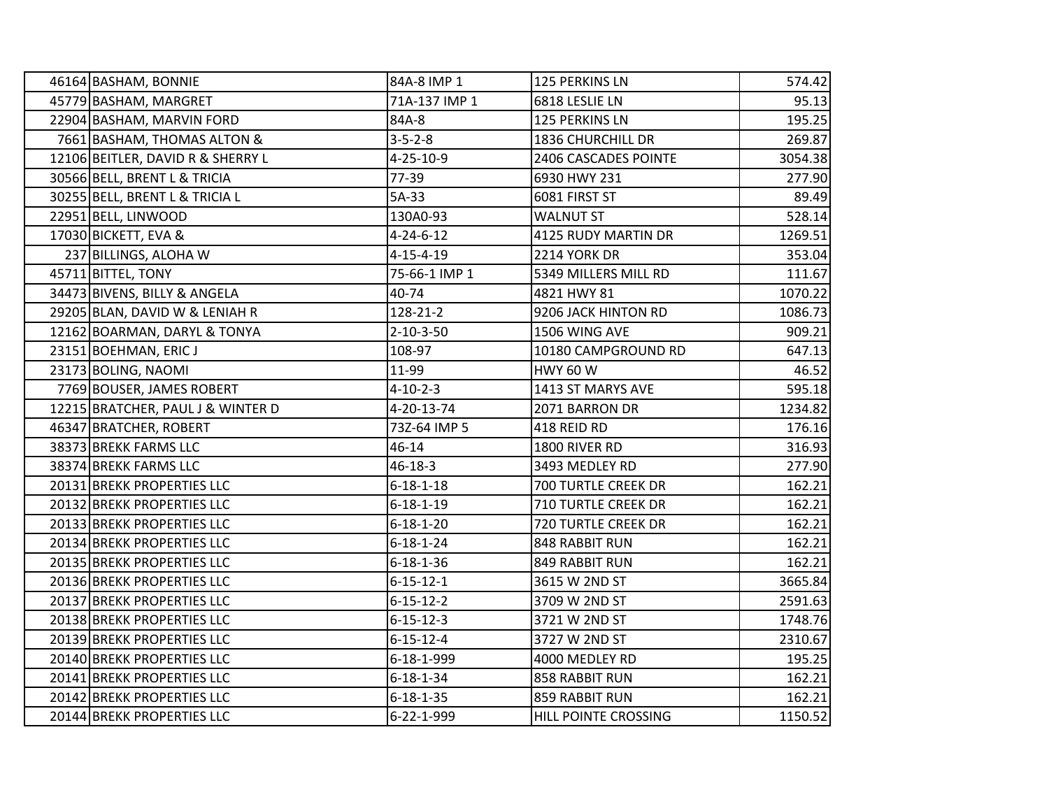| | | | |
|---|---|---|---|
| 46164 | BASHAM, BONNIE | 84A-8 IMP 1 | 125 PERKINS LN | 574.42 |
| 45779 | BASHAM, MARGRET | 71A-137 IMP 1 | 6818 LESLIE LN | 95.13 |
| 22904 | BASHAM, MARVIN FORD | 84A-8 | 125 PERKINS LN | 195.25 |
| 7661 | BASHAM, THOMAS ALTON & | 3-5-2-8 | 1836 CHURCHILL DR | 269.87 |
| 12106 | BEITLER, DAVID R & SHERRY L | 4-25-10-9 | 2406 CASCADES POINTE | 3054.38 |
| 30566 | BELL, BRENT L & TRICIA | 77-39 | 6930 HWY 231 | 277.90 |
| 30255 | BELL, BRENT L & TRICIA L | 5A-33 | 6081 FIRST ST | 89.49 |
| 22951 | BELL, LINWOOD | 130A0-93 | WALNUT ST | 528.14 |
| 17030 | BICKETT, EVA & | 4-24-6-12 | 4125 RUDY MARTIN DR | 1269.51 |
| 237 | BILLINGS, ALOHA W | 4-15-4-19 | 2214 YORK DR | 353.04 |
| 45711 | BITTEL, TONY | 75-66-1 IMP 1 | 5349 MILLERS MILL RD | 111.67 |
| 34473 | BIVENS, BILLY & ANGELA | 40-74 | 4821 HWY 81 | 1070.22 |
| 29205 | BLAN, DAVID W & LENIAH R | 128-21-2 | 9206 JACK HINTON RD | 1086.73 |
| 12162 | BOARMAN, DARYL & TONYA | 2-10-3-50 | 1506 WING AVE | 909.21 |
| 23151 | BOEHMAN, ERIC J | 108-97 | 10180 CAMPGROUND RD | 647.13 |
| 23173 | BOLING, NAOMI | 11-99 | HWY 60 W | 46.52 |
| 7769 | BOUSER, JAMES ROBERT | 4-10-2-3 | 1413 ST MARYS AVE | 595.18 |
| 12215 | BRATCHER, PAUL J & WINTER D | 4-20-13-74 | 2071 BARRON DR | 1234.82 |
| 46347 | BRATCHER, ROBERT | 73Z-64 IMP 5 | 418 REID RD | 176.16 |
| 38373 | BREKK FARMS LLC | 46-14 | 1800 RIVER RD | 316.93 |
| 38374 | BREKK FARMS LLC | 46-18-3 | 3493 MEDLEY RD | 277.90 |
| 20131 | BREKK PROPERTIES LLC | 6-18-1-18 | 700 TURTLE CREEK DR | 162.21 |
| 20132 | BREKK PROPERTIES LLC | 6-18-1-19 | 710 TURTLE CREEK DR | 162.21 |
| 20133 | BREKK PROPERTIES LLC | 6-18-1-20 | 720 TURTLE CREEK DR | 162.21 |
| 20134 | BREKK PROPERTIES LLC | 6-18-1-24 | 848 RABBIT RUN | 162.21 |
| 20135 | BREKK PROPERTIES LLC | 6-18-1-36 | 849 RABBIT RUN | 162.21 |
| 20136 | BREKK PROPERTIES LLC | 6-15-12-1 | 3615 W 2ND ST | 3665.84 |
| 20137 | BREKK PROPERTIES LLC | 6-15-12-2 | 3709 W 2ND ST | 2591.63 |
| 20138 | BREKK PROPERTIES LLC | 6-15-12-3 | 3721 W 2ND ST | 1748.76 |
| 20139 | BREKK PROPERTIES LLC | 6-15-12-4 | 3727 W 2ND ST | 2310.67 |
| 20140 | BREKK PROPERTIES LLC | 6-18-1-999 | 4000 MEDLEY RD | 195.25 |
| 20141 | BREKK PROPERTIES LLC | 6-18-1-34 | 858 RABBIT RUN | 162.21 |
| 20142 | BREKK PROPERTIES LLC | 6-18-1-35 | 859 RABBIT RUN | 162.21 |
| 20144 | BREKK PROPERTIES LLC | 6-22-1-999 | HILL POINTE CROSSING | 1150.52 |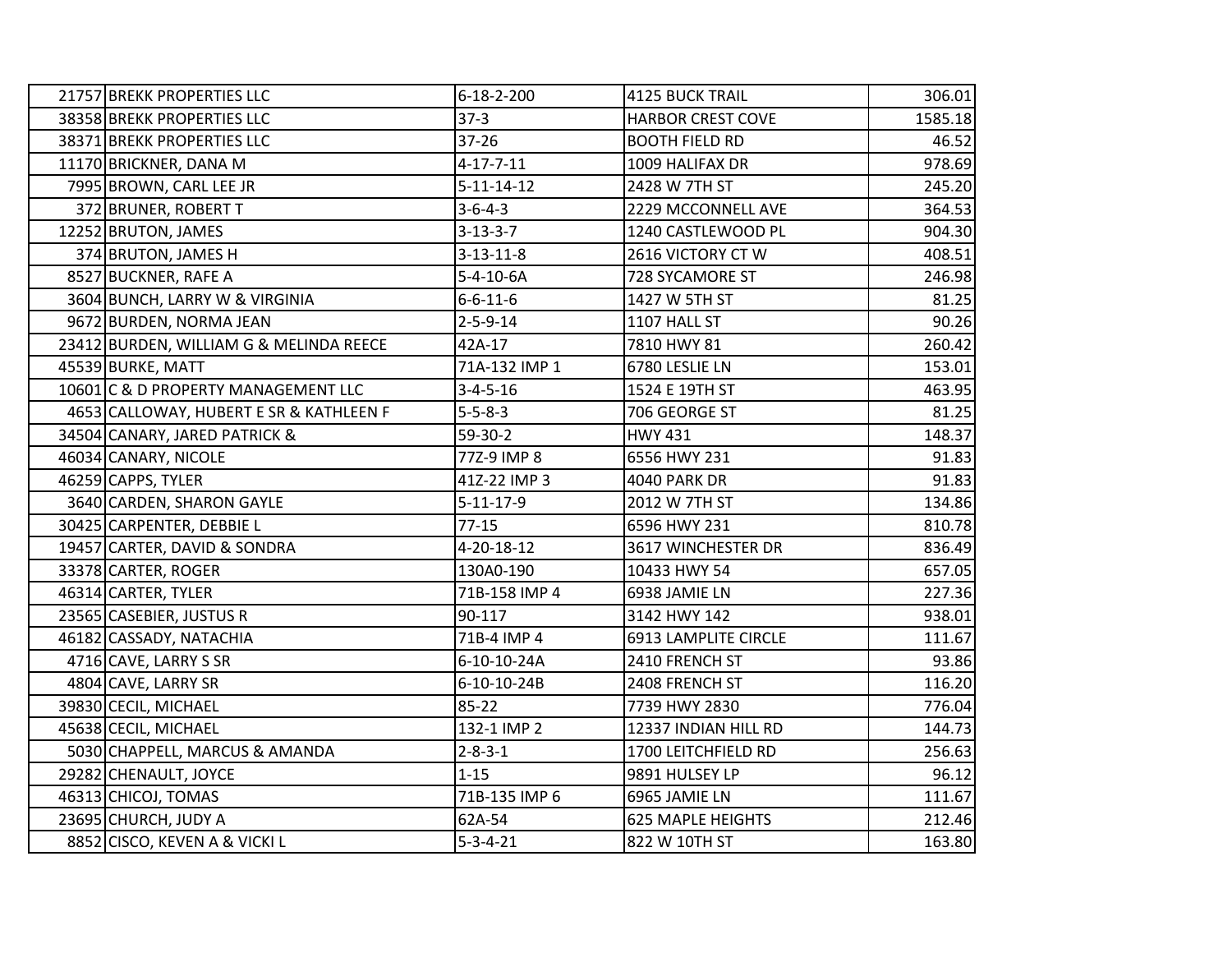| | | | | |
|---|---|---|---|---|
| 21757 | BREKK PROPERTIES LLC | 6-18-2-200 | 4125 BUCK TRAIL | 306.01 |
| 38358 | BREKK PROPERTIES LLC | 37-3 | HARBOR CREST COVE | 1585.18 |
| 38371 | BREKK PROPERTIES LLC | 37-26 | BOOTH FIELD RD | 46.52 |
| 11170 | BRICKNER, DANA M | 4-17-7-11 | 1009 HALIFAX DR | 978.69 |
| 7995 | BROWN, CARL LEE JR | 5-11-14-12 | 2428 W 7TH ST | 245.20 |
| 372 | BRUNER, ROBERT T | 3-6-4-3 | 2229 MCCONNELL AVE | 364.53 |
| 12252 | BRUTON, JAMES | 3-13-3-7 | 1240 CASTLEWOOD PL | 904.30 |
| 374 | BRUTON, JAMES H | 3-13-11-8 | 2616 VICTORY CT W | 408.51 |
| 8527 | BUCKNER, RAFE A | 5-4-10-6A | 728 SYCAMORE ST | 246.98 |
| 3604 | BUNCH, LARRY W & VIRGINIA | 6-6-11-6 | 1427 W 5TH ST | 81.25 |
| 9672 | BURDEN, NORMA JEAN | 2-5-9-14 | 1107 HALL ST | 90.26 |
| 23412 | BURDEN, WILLIAM G & MELINDA REECE | 42A-17 | 7810 HWY 81 | 260.42 |
| 45539 | BURKE, MATT | 71A-132 IMP 1 | 6780 LESLIE LN | 153.01 |
| 10601 | C & D PROPERTY MANAGEMENT LLC | 3-4-5-16 | 1524 E 19TH ST | 463.95 |
| 4653 | CALLOWAY, HUBERT E SR & KATHLEEN F | 5-5-8-3 | 706 GEORGE ST | 81.25 |
| 34504 | CANARY, JARED PATRICK & | 59-30-2 | HWY 431 | 148.37 |
| 46034 | CANARY, NICOLE | 77Z-9 IMP 8 | 6556 HWY 231 | 91.83 |
| 46259 | CAPPS, TYLER | 41Z-22 IMP 3 | 4040 PARK DR | 91.83 |
| 3640 | CARDEN, SHARON GAYLE | 5-11-17-9 | 2012 W 7TH ST | 134.86 |
| 30425 | CARPENTER, DEBBIE L | 77-15 | 6596 HWY 231 | 810.78 |
| 19457 | CARTER, DAVID & SONDRA | 4-20-18-12 | 3617 WINCHESTER DR | 836.49 |
| 33378 | CARTER, ROGER | 130A0-190 | 10433 HWY 54 | 657.05 |
| 46314 | CARTER, TYLER | 71B-158 IMP 4 | 6938 JAMIE LN | 227.36 |
| 23565 | CASEBIER, JUSTUS R | 90-117 | 3142 HWY 142 | 938.01 |
| 46182 | CASSADY, NATACHIA | 71B-4 IMP 4 | 6913 LAMPLITE CIRCLE | 111.67 |
| 4716 | CAVE, LARRY S SR | 6-10-10-24A | 2410 FRENCH ST | 93.86 |
| 4804 | CAVE, LARRY SR | 6-10-10-24B | 2408 FRENCH ST | 116.20 |
| 39830 | CECIL, MICHAEL | 85-22 | 7739 HWY 2830 | 776.04 |
| 45638 | CECIL, MICHAEL | 132-1 IMP 2 | 12337 INDIAN HILL RD | 144.73 |
| 5030 | CHAPPELL, MARCUS & AMANDA | 2-8-3-1 | 1700 LEITCHFIELD RD | 256.63 |
| 29282 | CHENAULT, JOYCE | 1-15 | 9891 HULSEY LP | 96.12 |
| 46313 | CHICOJ, TOMAS | 71B-135 IMP 6 | 6965 JAMIE LN | 111.67 |
| 23695 | CHURCH, JUDY A | 62A-54 | 625 MAPLE HEIGHTS | 212.46 |
| 8852 | CISCO, KEVEN A & VICKI L | 5-3-4-21 | 822 W 10TH ST | 163.80 |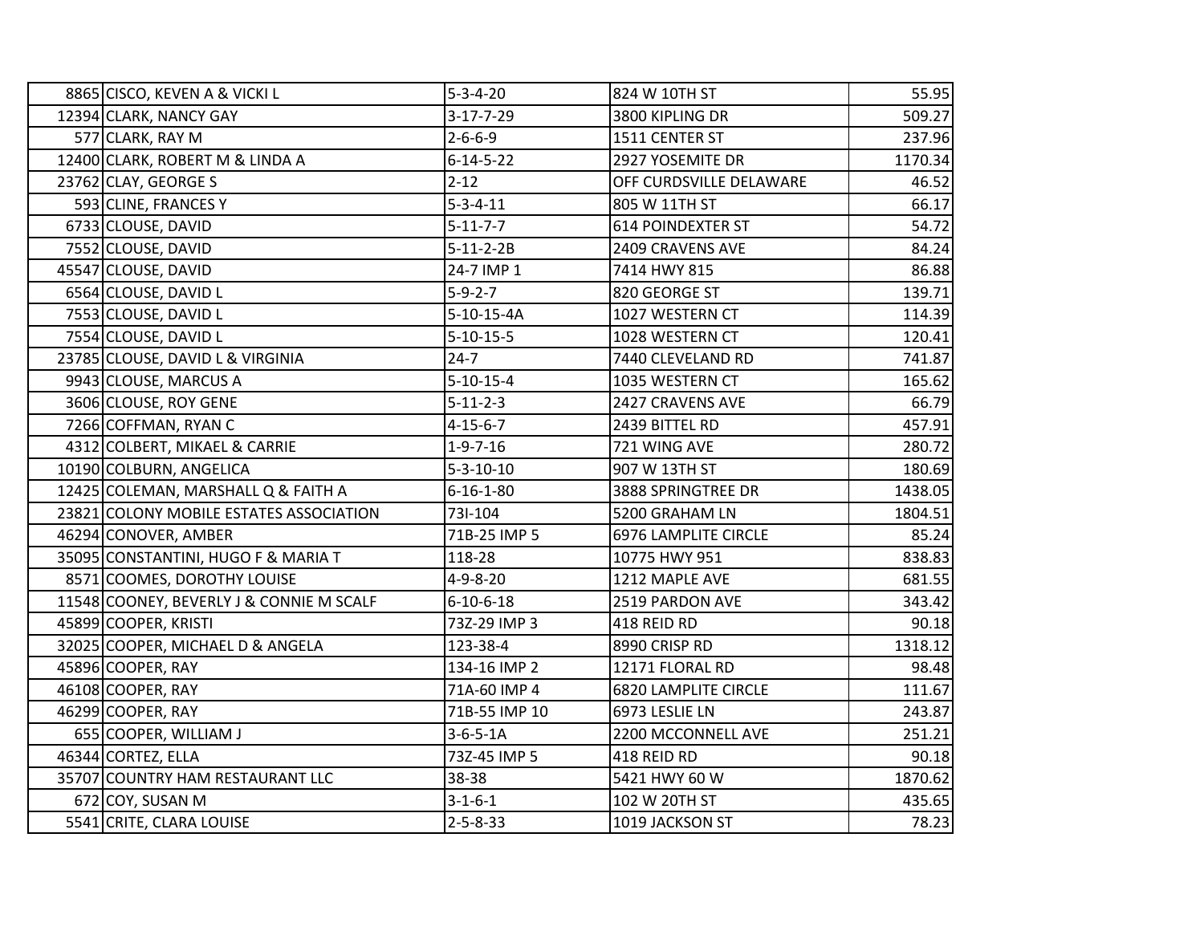| | | | |
|---|---|---|---|
| 8865 CISCO, KEVEN A & VICKI L | 5-3-4-20 | 824 W 10TH ST | 55.95 |
| 12394 CLARK, NANCY GAY | 3-17-7-29 | 3800 KIPLING DR | 509.27 |
| 577 CLARK, RAY M | 2-6-6-9 | 1511 CENTER ST | 237.96 |
| 12400 CLARK, ROBERT M & LINDA A | 6-14-5-22 | 2927 YOSEMITE DR | 1170.34 |
| 23762 CLAY, GEORGE S | 2-12 | OFF CURDSVILLE DELAWARE | 46.52 |
| 593 CLINE, FRANCES Y | 5-3-4-11 | 805 W 11TH ST | 66.17 |
| 6733 CLOUSE, DAVID | 5-11-7-7 | 614 POINDEXTER ST | 54.72 |
| 7552 CLOUSE, DAVID | 5-11-2-2B | 2409 CRAVENS AVE | 84.24 |
| 45547 CLOUSE, DAVID | 24-7 IMP 1 | 7414 HWY 815 | 86.88 |
| 6564 CLOUSE, DAVID L | 5-9-2-7 | 820 GEORGE ST | 139.71 |
| 7553 CLOUSE, DAVID L | 5-10-15-4A | 1027 WESTERN CT | 114.39 |
| 7554 CLOUSE, DAVID L | 5-10-15-5 | 1028 WESTERN CT | 120.41 |
| 23785 CLOUSE, DAVID L & VIRGINIA | 24-7 | 7440 CLEVELAND RD | 741.87 |
| 9943 CLOUSE, MARCUS A | 5-10-15-4 | 1035 WESTERN CT | 165.62 |
| 3606 CLOUSE, ROY GENE | 5-11-2-3 | 2427 CRAVENS AVE | 66.79 |
| 7266 COFFMAN, RYAN C | 4-15-6-7 | 2439 BITTEL RD | 457.91 |
| 4312 COLBERT, MIKAEL & CARRIE | 1-9-7-16 | 721 WING AVE | 280.72 |
| 10190 COLBURN, ANGELICA | 5-3-10-10 | 907 W 13TH ST | 180.69 |
| 12425 COLEMAN, MARSHALL Q & FAITH A | 6-16-1-80 | 3888 SPRINGTREE DR | 1438.05 |
| 23821 COLONY MOBILE ESTATES ASSOCIATION | 73I-104 | 5200 GRAHAM LN | 1804.51 |
| 46294 CONOVER, AMBER | 71B-25 IMP 5 | 6976 LAMPLITE CIRCLE | 85.24 |
| 35095 CONSTANTINI, HUGO F & MARIA T | 118-28 | 10775 HWY 951 | 838.83 |
| 8571 COOMES, DOROTHY LOUISE | 4-9-8-20 | 1212 MAPLE AVE | 681.55 |
| 11548 COONEY, BEVERLY J & CONNIE M SCALF | 6-10-6-18 | 2519 PARDON AVE | 343.42 |
| 45899 COOPER, KRISTI | 73Z-29 IMP 3 | 418 REID RD | 90.18 |
| 32025 COOPER, MICHAEL D & ANGELA | 123-38-4 | 8990 CRISP RD | 1318.12 |
| 45896 COOPER, RAY | 134-16 IMP 2 | 12171 FLORAL RD | 98.48 |
| 46108 COOPER, RAY | 71A-60 IMP 4 | 6820 LAMPLITE CIRCLE | 111.67 |
| 46299 COOPER, RAY | 71B-55 IMP 10 | 6973 LESLIE LN | 243.87 |
| 655 COOPER, WILLIAM J | 3-6-5-1A | 2200 MCCONNELL AVE | 251.21 |
| 46344 CORTEZ, ELLA | 73Z-45 IMP 5 | 418 REID RD | 90.18 |
| 35707 COUNTRY HAM RESTAURANT LLC | 38-38 | 5421 HWY 60 W | 1870.62 |
| 672 COY, SUSAN M | 3-1-6-1 | 102 W 20TH ST | 435.65 |
| 5541 CRITE, CLARA LOUISE | 2-5-8-33 | 1019 JACKSON ST | 78.23 |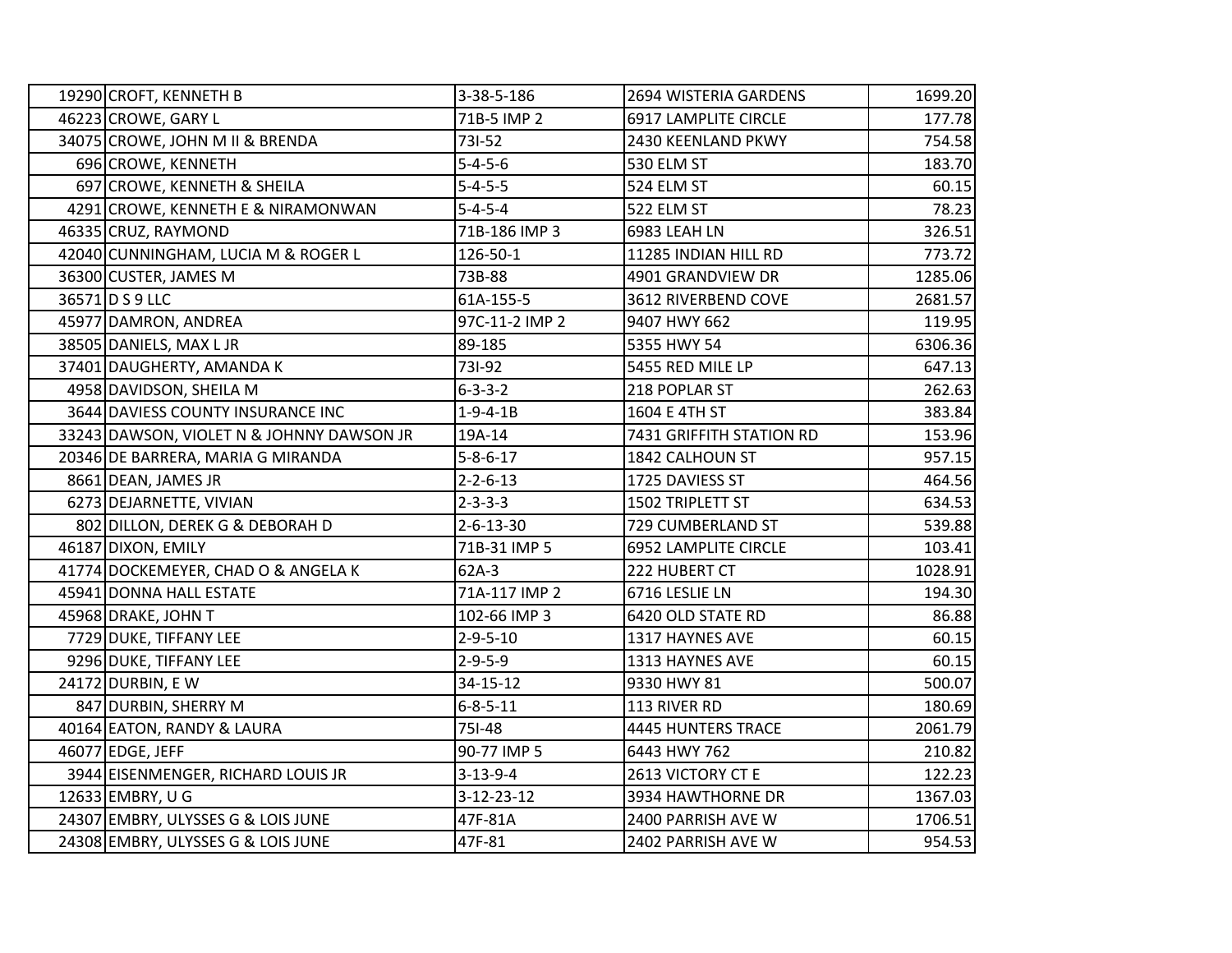| | | | | |
|---|---|---|---|---|
| 19290 | CROFT, KENNETH B | 3-38-5-186 | 2694 WISTERIA GARDENS | 1699.20 |
| 46223 | CROWE, GARY L | 71B-5 IMP 2 | 6917 LAMPLITE CIRCLE | 177.78 |
| 34075 | CROWE, JOHN M II & BRENDA | 73I-52 | 2430 KEENLAND PKWY | 754.58 |
| 696 | CROWE, KENNETH | 5-4-5-6 | 530 ELM ST | 183.70 |
| 697 | CROWE, KENNETH & SHEILA | 5-4-5-5 | 524 ELM ST | 60.15 |
| 4291 | CROWE, KENNETH E & NIRAMONWAN | 5-4-5-4 | 522 ELM ST | 78.23 |
| 46335 | CRUZ, RAYMOND | 71B-186 IMP 3 | 6983 LEAH LN | 326.51 |
| 42040 | CUNNINGHAM, LUCIA M & ROGER L | 126-50-1 | 11285 INDIAN HILL RD | 773.72 |
| 36300 | CUSTER, JAMES M | 73B-88 | 4901 GRANDVIEW DR | 1285.06 |
| 36571 | D S 9 LLC | 61A-155-5 | 3612 RIVERBEND COVE | 2681.57 |
| 45977 | DAMRON, ANDREA | 97C-11-2 IMP 2 | 9407 HWY 662 | 119.95 |
| 38505 | DANIELS, MAX L JR | 89-185 | 5355 HWY 54 | 6306.36 |
| 37401 | DAUGHERTY, AMANDA K | 73I-92 | 5455 RED MILE LP | 647.13 |
| 4958 | DAVIDSON, SHEILA M | 6-3-3-2 | 218 POPLAR ST | 262.63 |
| 3644 | DAVIESS COUNTY INSURANCE INC | 1-9-4-1B | 1604 E 4TH ST | 383.84 |
| 33243 | DAWSON, VIOLET N & JOHNNY DAWSON JR | 19A-14 | 7431 GRIFFITH STATION RD | 153.96 |
| 20346 | DE BARRERA, MARIA G MIRANDA | 5-8-6-17 | 1842 CALHOUN ST | 957.15 |
| 8661 | DEAN, JAMES JR | 2-2-6-13 | 1725 DAVIESS ST | 464.56 |
| 6273 | DEJARNETTE, VIVIAN | 2-3-3-3 | 1502 TRIPLETT ST | 634.53 |
| 802 | DILLON, DEREK G & DEBORAH D | 2-6-13-30 | 729 CUMBERLAND ST | 539.88 |
| 46187 | DIXON, EMILY | 71B-31 IMP 5 | 6952 LAMPLITE CIRCLE | 103.41 |
| 41774 | DOCKEMEYER, CHAD O & ANGELA K | 62A-3 | 222 HUBERT CT | 1028.91 |
| 45941 | DONNA HALL ESTATE | 71A-117 IMP 2 | 6716 LESLIE LN | 194.30 |
| 45968 | DRAKE, JOHN T | 102-66 IMP 3 | 6420 OLD STATE RD | 86.88 |
| 7729 | DUKE, TIFFANY LEE | 2-9-5-10 | 1317 HAYNES AVE | 60.15 |
| 9296 | DUKE, TIFFANY LEE | 2-9-5-9 | 1313 HAYNES AVE | 60.15 |
| 24172 | DURBIN, E W | 34-15-12 | 9330 HWY 81 | 500.07 |
| 847 | DURBIN, SHERRY M | 6-8-5-11 | 113 RIVER RD | 180.69 |
| 40164 | EATON, RANDY & LAURA | 75I-48 | 4445 HUNTERS TRACE | 2061.79 |
| 46077 | EDGE, JEFF | 90-77 IMP 5 | 6443 HWY 762 | 210.82 |
| 3944 | EISENMENGER, RICHARD LOUIS JR | 3-13-9-4 | 2613 VICTORY CT E | 122.23 |
| 12633 | EMBRY, U G | 3-12-23-12 | 3934 HAWTHORNE DR | 1367.03 |
| 24307 | EMBRY, ULYSSES G & LOIS JUNE | 47F-81A | 2400 PARRISH AVE W | 1706.51 |
| 24308 | EMBRY, ULYSSES G & LOIS JUNE | 47F-81 | 2402 PARRISH AVE W | 954.53 |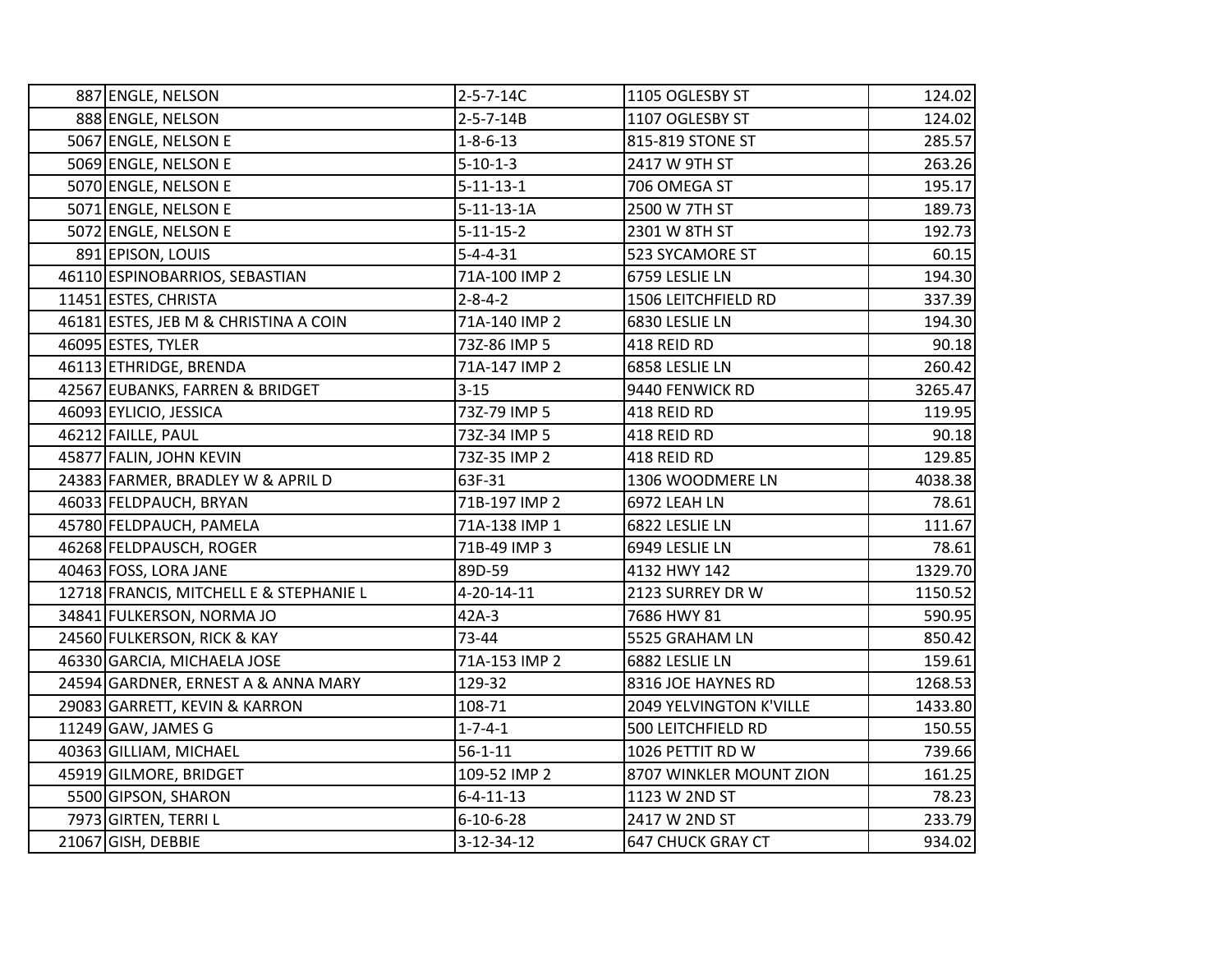| | | | | |
|---|---|---|---|---|
| 887 | ENGLE, NELSON | 2-5-7-14C | 1105 OGLESBY ST | 124.02 |
| 888 | ENGLE, NELSON | 2-5-7-14B | 1107 OGLESBY ST | 124.02 |
| 5067 | ENGLE, NELSON E | 1-8-6-13 | 815-819 STONE ST | 285.57 |
| 5069 | ENGLE, NELSON E | 5-10-1-3 | 2417 W 9TH ST | 263.26 |
| 5070 | ENGLE, NELSON E | 5-11-13-1 | 706 OMEGA ST | 195.17 |
| 5071 | ENGLE, NELSON E | 5-11-13-1A | 2500 W 7TH ST | 189.73 |
| 5072 | ENGLE, NELSON E | 5-11-15-2 | 2301 W 8TH ST | 192.73 |
| 891 | EPISON, LOUIS | 5-4-4-31 | 523 SYCAMORE ST | 60.15 |
| 46110 | ESPINOBARRIOS, SEBASTIAN | 71A-100 IMP 2 | 6759 LESLIE LN | 194.30 |
| 11451 | ESTES, CHRISTA | 2-8-4-2 | 1506 LEITCHFIELD RD | 337.39 |
| 46181 | ESTES, JEB M & CHRISTINA A COIN | 71A-140 IMP 2 | 6830 LESLIE LN | 194.30 |
| 46095 | ESTES, TYLER | 73Z-86 IMP 5 | 418 REID RD | 90.18 |
| 46113 | ETHRIDGE, BRENDA | 71A-147 IMP 2 | 6858 LESLIE LN | 260.42 |
| 42567 | EUBANKS, FARREN & BRIDGET | 3-15 | 9440 FENWICK RD | 3265.47 |
| 46093 | EYLICIO, JESSICA | 73Z-79 IMP 5 | 418 REID RD | 119.95 |
| 46212 | FAILLE, PAUL | 73Z-34 IMP 5 | 418 REID RD | 90.18 |
| 45877 | FALIN, JOHN KEVIN | 73Z-35 IMP 2 | 418 REID RD | 129.85 |
| 24383 | FARMER, BRADLEY W & APRIL D | 63F-31 | 1306 WOODMERE LN | 4038.38 |
| 46033 | FELDPAUCH, BRYAN | 71B-197 IMP 2 | 6972 LEAH LN | 78.61 |
| 45780 | FELDPAUCH, PAMELA | 71A-138 IMP 1 | 6822 LESLIE LN | 111.67 |
| 46268 | FELDPAUSCH, ROGER | 71B-49 IMP 3 | 6949 LESLIE LN | 78.61 |
| 40463 | FOSS, LORA JANE | 89D-59 | 4132 HWY 142 | 1329.70 |
| 12718 | FRANCIS, MITCHELL E & STEPHANIE L | 4-20-14-11 | 2123 SURREY DR W | 1150.52 |
| 34841 | FULKERSON, NORMA JO | 42A-3 | 7686 HWY 81 | 590.95 |
| 24560 | FULKERSON, RICK & KAY | 73-44 | 5525 GRAHAM LN | 850.42 |
| 46330 | GARCIA, MICHAELA JOSE | 71A-153 IMP 2 | 6882 LESLIE LN | 159.61 |
| 24594 | GARDNER, ERNEST A & ANNA MARY | 129-32 | 8316 JOE HAYNES RD | 1268.53 |
| 29083 | GARRETT, KEVIN & KARRON | 108-71 | 2049 YELVINGTON K'VILLE | 1433.80 |
| 11249 | GAW, JAMES G | 1-7-4-1 | 500 LEITCHFIELD RD | 150.55 |
| 40363 | GILLIAM, MICHAEL | 56-1-11 | 1026 PETTIT RD W | 739.66 |
| 45919 | GILMORE, BRIDGET | 109-52 IMP 2 | 8707 WINKLER MOUNT ZION | 161.25 |
| 5500 | GIPSON, SHARON | 6-4-11-13 | 1123 W 2ND ST | 78.23 |
| 7973 | GIRTEN, TERRI L | 6-10-6-28 | 2417 W 2ND ST | 233.79 |
| 21067 | GISH, DEBBIE | 3-12-34-12 | 647 CHUCK GRAY CT | 934.02 |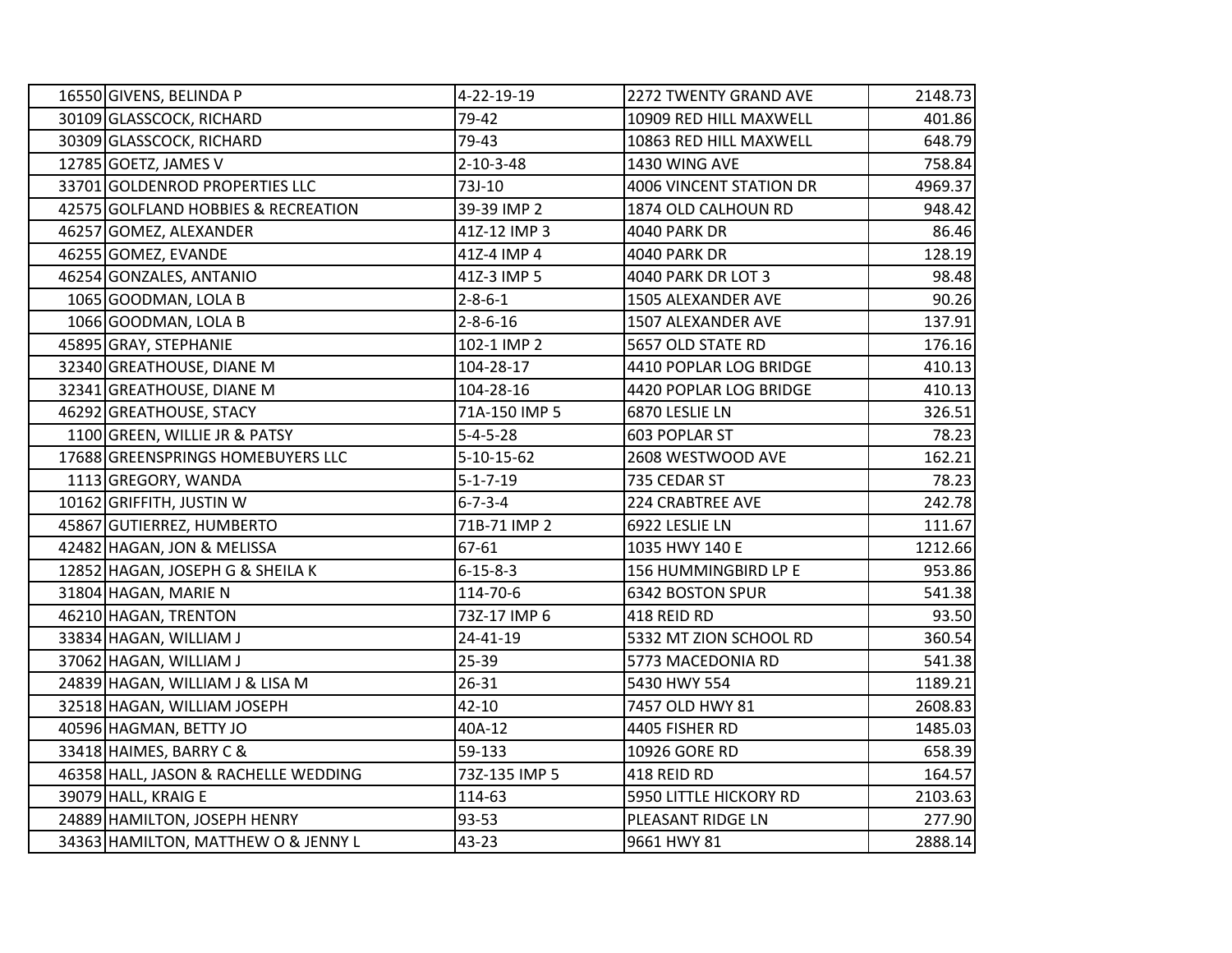| | | | | |
|---|---|---|---|---|
| 16550 | GIVENS, BELINDA P | 4-22-19-19 | 2272 TWENTY GRAND AVE | 2148.73 |
| 30109 | GLASSCOCK, RICHARD | 79-42 | 10909 RED HILL MAXWELL | 401.86 |
| 30309 | GLASSCOCK, RICHARD | 79-43 | 10863 RED HILL MAXWELL | 648.79 |
| 12785 | GOETZ, JAMES V | 2-10-3-48 | 1430 WING AVE | 758.84 |
| 33701 | GOLDENROD PROPERTIES LLC | 73J-10 | 4006 VINCENT STATION DR | 4969.37 |
| 42575 | GOLFLAND HOBBIES & RECREATION | 39-39 IMP 2 | 1874 OLD CALHOUN RD | 948.42 |
| 46257 | GOMEZ, ALEXANDER | 41Z-12 IMP 3 | 4040 PARK DR | 86.46 |
| 46255 | GOMEZ, EVANDE | 41Z-4 IMP 4 | 4040 PARK DR | 128.19 |
| 46254 | GONZALES, ANTANIO | 41Z-3 IMP 5 | 4040 PARK DR LOT 3 | 98.48 |
| 1065 | GOODMAN, LOLA B | 2-8-6-1 | 1505 ALEXANDER AVE | 90.26 |
| 1066 | GOODMAN, LOLA B | 2-8-6-16 | 1507 ALEXANDER AVE | 137.91 |
| 45895 | GRAY, STEPHANIE | 102-1 IMP 2 | 5657 OLD STATE RD | 176.16 |
| 32340 | GREATHOUSE, DIANE M | 104-28-17 | 4410 POPLAR LOG BRIDGE | 410.13 |
| 32341 | GREATHOUSE, DIANE M | 104-28-16 | 4420 POPLAR LOG BRIDGE | 410.13 |
| 46292 | GREATHOUSE, STACY | 71A-150 IMP 5 | 6870 LESLIE LN | 326.51 |
| 1100 | GREEN, WILLIE JR & PATSY | 5-4-5-28 | 603 POPLAR ST | 78.23 |
| 17688 | GREENSPRINGS HOMEBUYERS LLC | 5-10-15-62 | 2608 WESTWOOD AVE | 162.21 |
| 1113 | GREGORY, WANDA | 5-1-7-19 | 735 CEDAR ST | 78.23 |
| 10162 | GRIFFITH, JUSTIN W | 6-7-3-4 | 224 CRABTREE AVE | 242.78 |
| 45867 | GUTIERREZ, HUMBERTO | 71B-71 IMP 2 | 6922 LESLIE LN | 111.67 |
| 42482 | HAGAN, JON & MELISSA | 67-61 | 1035 HWY 140 E | 1212.66 |
| 12852 | HAGAN, JOSEPH G & SHEILA K | 6-15-8-3 | 156 HUMMINGBIRD LP E | 953.86 |
| 31804 | HAGAN, MARIE N | 114-70-6 | 6342 BOSTON SPUR | 541.38 |
| 46210 | HAGAN, TRENTON | 73Z-17 IMP 6 | 418 REID RD | 93.50 |
| 33834 | HAGAN, WILLIAM J | 24-41-19 | 5332 MT ZION SCHOOL RD | 360.54 |
| 37062 | HAGAN, WILLIAM J | 25-39 | 5773 MACEDONIA RD | 541.38 |
| 24839 | HAGAN, WILLIAM J & LISA M | 26-31 | 5430 HWY 554 | 1189.21 |
| 32518 | HAGAN, WILLIAM JOSEPH | 42-10 | 7457 OLD HWY 81 | 2608.83 |
| 40596 | HAGMAN, BETTY JO | 40A-12 | 4405 FISHER RD | 1485.03 |
| 33418 | HAIMES, BARRY C & | 59-133 | 10926 GORE RD | 658.39 |
| 46358 | HALL, JASON & RACHELLE WEDDING | 73Z-135 IMP 5 | 418 REID RD | 164.57 |
| 39079 | HALL, KRAIG E | 114-63 | 5950 LITTLE HICKORY RD | 2103.63 |
| 24889 | HAMILTON, JOSEPH HENRY | 93-53 | PLEASANT RIDGE LN | 277.90 |
| 34363 | HAMILTON, MATTHEW O & JENNY L | 43-23 | 9661 HWY 81 | 2888.14 |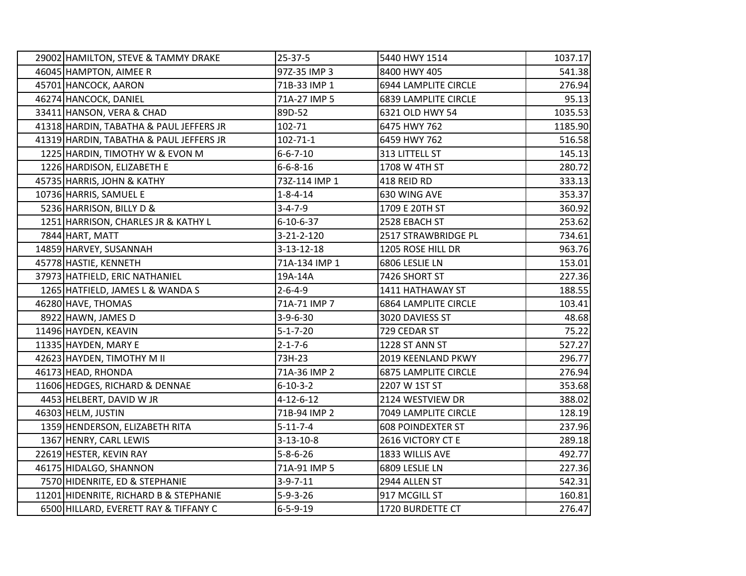| | | | | |
|---|---|---|---|---|
| 29002 | HAMILTON, STEVE & TAMMY DRAKE | 25-37-5 | 5440 HWY 1514 | 1037.17 |
| 46045 | HAMPTON, AIMEE R | 97Z-35 IMP 3 | 8400 HWY 405 | 541.38 |
| 45701 | HANCOCK, AARON | 71B-33 IMP 1 | 6944 LAMPLITE CIRCLE | 276.94 |
| 46274 | HANCOCK, DANIEL | 71A-27 IMP 5 | 6839 LAMPLITE CIRCLE | 95.13 |
| 33411 | HANSON, VERA & CHAD | 89D-52 | 6321 OLD HWY 54 | 1035.53 |
| 41318 | HARDIN, TABATHA & PAUL JEFFERS JR | 102-71 | 6475 HWY 762 | 1185.90 |
| 41319 | HARDIN, TABATHA & PAUL JEFFERS JR | 102-71-1 | 6459 HWY 762 | 516.58 |
| 1225 | HARDIN, TIMOTHY W & EVON M | 6-6-7-10 | 313 LITTELL ST | 145.13 |
| 1226 | HARDISON, ELIZABETH E | 6-6-8-16 | 1708 W 4TH ST | 280.72 |
| 45735 | HARRIS, JOHN & KATHY | 73Z-114 IMP 1 | 418 REID RD | 333.13 |
| 10736 | HARRIS, SAMUEL E | 1-8-4-14 | 630 WING AVE | 353.37 |
| 5236 | HARRISON, BILLY D & | 3-4-7-9 | 1709 E 20TH ST | 360.92 |
| 1251 | HARRISON, CHARLES JR & KATHY L | 6-10-6-37 | 2528 EBACH ST | 253.62 |
| 7844 | HART, MATT | 3-21-2-120 | 2517 STRAWBRIDGE PL | 734.61 |
| 14859 | HARVEY, SUSANNAH | 3-13-12-18 | 1205 ROSE HILL DR | 963.76 |
| 45778 | HASTIE, KENNETH | 71A-134 IMP 1 | 6806 LESLIE LN | 153.01 |
| 37973 | HATFIELD, ERIC NATHANIEL | 19A-14A | 7426 SHORT ST | 227.36 |
| 1265 | HATFIELD, JAMES L & WANDA S | 2-6-4-9 | 1411 HATHAWAY ST | 188.55 |
| 46280 | HAVE, THOMAS | 71A-71 IMP 7 | 6864 LAMPLITE CIRCLE | 103.41 |
| 8922 | HAWN, JAMES D | 3-9-6-30 | 3020 DAVIESS ST | 48.68 |
| 11496 | HAYDEN, KEAVIN | 5-1-7-20 | 729 CEDAR ST | 75.22 |
| 11335 | HAYDEN, MARY E | 2-1-7-6 | 1228 ST ANN ST | 527.27 |
| 42623 | HAYDEN, TIMOTHY M II | 73H-23 | 2019 KEENLAND PKWY | 296.77 |
| 46173 | HEAD, RHONDA | 71A-36 IMP 2 | 6875 LAMPLITE CIRCLE | 276.94 |
| 11606 | HEDGES, RICHARD & DENNAE | 6-10-3-2 | 2207 W 1ST ST | 353.68 |
| 4453 | HELBERT, DAVID W JR | 4-12-6-12 | 2124 WESTVIEW DR | 388.02 |
| 46303 | HELM, JUSTIN | 71B-94 IMP 2 | 7049 LAMPLITE CIRCLE | 128.19 |
| 1359 | HENDERSON, ELIZABETH RITA | 5-11-7-4 | 608 POINDEXTER ST | 237.96 |
| 1367 | HENRY, CARL LEWIS | 3-13-10-8 | 2616 VICTORY CT E | 289.18 |
| 22619 | HESTER, KEVIN RAY | 5-8-6-26 | 1833 WILLIS AVE | 492.77 |
| 46175 | HIDALGO, SHANNON | 71A-91 IMP 5 | 6809 LESLIE LN | 227.36 |
| 7570 | HIDENRITE, ED & STEPHANIE | 3-9-7-11 | 2944 ALLEN ST | 542.31 |
| 11201 | HIDENRITE, RICHARD B & STEPHANIE | 5-9-3-26 | 917 MCGILL ST | 160.81 |
| 6500 | HILLARD, EVERETT RAY & TIFFANY C | 6-5-9-19 | 1720 BURDETTE CT | 276.47 |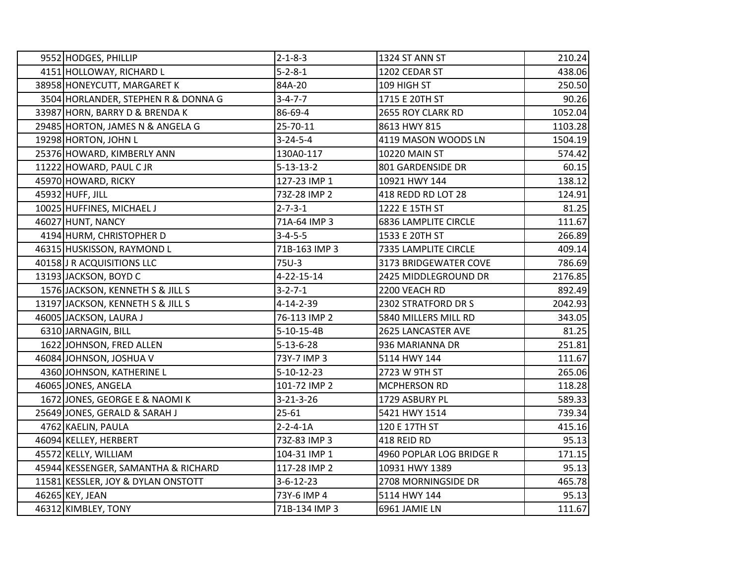| | | | | |
|---|---|---|---|---|
| 9552 | HODGES, PHILLIP | 2-1-8-3 | 1324 ST ANN ST | 210.24 |
| 4151 | HOLLOWAY, RICHARD L | 5-2-8-1 | 1202 CEDAR ST | 438.06 |
| 38958 | HONEYCUTT, MARGARET K | 84A-20 | 109 HIGH ST | 250.50 |
| 3504 | HORLANDER, STEPHEN R & DONNA G | 3-4-7-7 | 1715 E 20TH ST | 90.26 |
| 33987 | HORN, BARRY D & BRENDA K | 86-69-4 | 2655 ROY CLARK RD | 1052.04 |
| 29485 | HORTON, JAMES N & ANGELA G | 25-70-11 | 8613 HWY 815 | 1103.28 |
| 19298 | HORTON, JOHN L | 3-24-5-4 | 4119 MASON WOODS LN | 1504.19 |
| 25376 | HOWARD, KIMBERLY ANN | 130A0-117 | 10220 MAIN ST | 574.42 |
| 11222 | HOWARD, PAUL C JR | 5-13-13-2 | 801 GARDENSIDE DR | 60.15 |
| 45970 | HOWARD, RICKY | 127-23 IMP 1 | 10921 HWY 144 | 138.12 |
| 45932 | HUFF, JILL | 73Z-28 IMP 2 | 418 REDD RD LOT 28 | 124.91 |
| 10025 | HUFFINES, MICHAEL J | 2-7-3-1 | 1222 E 15TH ST | 81.25 |
| 46027 | HUNT, NANCY | 71A-64 IMP 3 | 6836 LAMPLITE CIRCLE | 111.67 |
| 4194 | HURM, CHRISTOPHER D | 3-4-5-5 | 1533 E 20TH ST | 266.89 |
| 46315 | HUSKISSON, RAYMOND L | 71B-163 IMP 3 | 7335 LAMPLITE CIRCLE | 409.14 |
| 40158 | J R ACQUISITIONS LLC | 75U-3 | 3173 BRIDGEWATER COVE | 786.69 |
| 13193 | JACKSON, BOYD C | 4-22-15-14 | 2425 MIDDLEGROUND DR | 2176.85 |
| 1576 | JACKSON, KENNETH S & JILL S | 3-2-7-1 | 2200 VEACH RD | 892.49 |
| 13197 | JACKSON, KENNETH S & JILL S | 4-14-2-39 | 2302 STRATFORD DR S | 2042.93 |
| 46005 | JACKSON, LAURA J | 76-113 IMP 2 | 5840 MILLERS MILL RD | 343.05 |
| 6310 | JARNAGIN, BILL | 5-10-15-4B | 2625 LANCASTER AVE | 81.25 |
| 1622 | JOHNSON, FRED ALLEN | 5-13-6-28 | 936 MARIANNA DR | 251.81 |
| 46084 | JOHNSON, JOSHUA V | 73Y-7 IMP 3 | 5114 HWY 144 | 111.67 |
| 4360 | JOHNSON, KATHERINE L | 5-10-12-23 | 2723 W 9TH ST | 265.06 |
| 46065 | JONES, ANGELA | 101-72 IMP 2 | MCPHERSON RD | 118.28 |
| 1672 | JONES, GEORGE E & NAOMI K | 3-21-3-26 | 1729 ASBURY PL | 589.33 |
| 25649 | JONES, GERALD & SARAH J | 25-61 | 5421 HWY 1514 | 739.34 |
| 4762 | KAELIN, PAULA | 2-2-4-1A | 120 E 17TH ST | 415.16 |
| 46094 | KELLEY, HERBERT | 73Z-83 IMP 3 | 418 REID RD | 95.13 |
| 45572 | KELLY, WILLIAM | 104-31 IMP 1 | 4960 POPLAR LOG BRIDGE R | 171.15 |
| 45944 | KESSENGER, SAMANTHA & RICHARD | 117-28 IMP 2 | 10931 HWY 1389 | 95.13 |
| 11581 | KESSLER, JOY & DYLAN ONSTOTT | 3-6-12-23 | 2708 MORNINGSIDE DR | 465.78 |
| 46265 | KEY, JEAN | 73Y-6 IMP 4 | 5114 HWY 144 | 95.13 |
| 46312 | KIMBLEY, TONY | 71B-134 IMP 3 | 6961 JAMIE LN | 111.67 |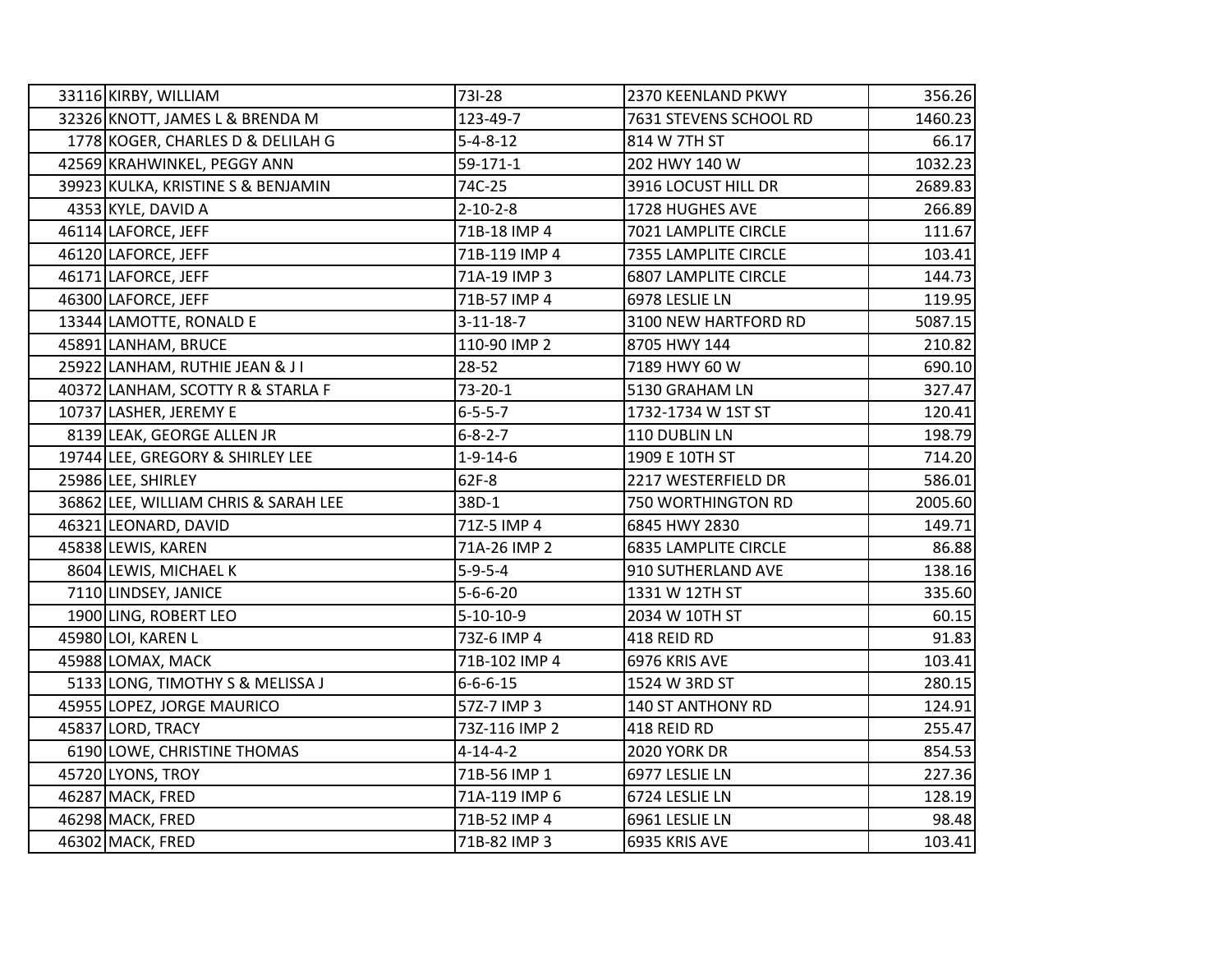| | | | | |
|---|---|---|---|---|
| 33116 | KIRBY, WILLIAM | 73I-28 | 2370 KEENLAND PKWY | 356.26 |
| 32326 | KNOTT, JAMES L & BRENDA M | 123-49-7 | 7631 STEVENS SCHOOL RD | 1460.23 |
| 1778 | KOGER, CHARLES D & DELILAH G | 5-4-8-12 | 814 W 7TH ST | 66.17 |
| 42569 | KRAHWINKEL, PEGGY ANN | 59-171-1 | 202 HWY 140 W | 1032.23 |
| 39923 | KULKA, KRISTINE S & BENJAMIN | 74C-25 | 3916 LOCUST HILL DR | 2689.83 |
| 4353 | KYLE, DAVID A | 2-10-2-8 | 1728 HUGHES AVE | 266.89 |
| 46114 | LAFORCE, JEFF | 71B-18 IMP 4 | 7021 LAMPLITE CIRCLE | 111.67 |
| 46120 | LAFORCE, JEFF | 71B-119 IMP 4 | 7355 LAMPLITE CIRCLE | 103.41 |
| 46171 | LAFORCE, JEFF | 71A-19 IMP 3 | 6807 LAMPLITE CIRCLE | 144.73 |
| 46300 | LAFORCE, JEFF | 71B-57 IMP 4 | 6978 LESLIE LN | 119.95 |
| 13344 | LAMOTTE, RONALD E | 3-11-18-7 | 3100 NEW HARTFORD RD | 5087.15 |
| 45891 | LANHAM, BRUCE | 110-90 IMP 2 | 8705 HWY 144 | 210.82 |
| 25922 | LANHAM, RUTHIE JEAN & J I | 28-52 | 7189 HWY 60 W | 690.10 |
| 40372 | LANHAM, SCOTTY R & STARLA F | 73-20-1 | 5130 GRAHAM LN | 327.47 |
| 10737 | LASHER, JEREMY E | 6-5-5-7 | 1732-1734 W 1ST ST | 120.41 |
| 8139 | LEAK, GEORGE ALLEN JR | 6-8-2-7 | 110 DUBLIN LN | 198.79 |
| 19744 | LEE, GREGORY & SHIRLEY LEE | 1-9-14-6 | 1909 E 10TH ST | 714.20 |
| 25986 | LEE, SHIRLEY | 62F-8 | 2217 WESTERFIELD DR | 586.01 |
| 36862 | LEE, WILLIAM CHRIS & SARAH LEE | 38D-1 | 750 WORTHINGTON RD | 2005.60 |
| 46321 | LEONARD, DAVID | 71Z-5 IMP 4 | 6845 HWY 2830 | 149.71 |
| 45838 | LEWIS, KAREN | 71A-26 IMP 2 | 6835 LAMPLITE CIRCLE | 86.88 |
| 8604 | LEWIS, MICHAEL K | 5-9-5-4 | 910 SUTHERLAND AVE | 138.16 |
| 7110 | LINDSEY, JANICE | 5-6-6-20 | 1331 W 12TH ST | 335.60 |
| 1900 | LING, ROBERT LEO | 5-10-10-9 | 2034 W 10TH ST | 60.15 |
| 45980 | LOI, KAREN L | 73Z-6 IMP 4 | 418 REID RD | 91.83 |
| 45988 | LOMAX, MACK | 71B-102 IMP 4 | 6976 KRIS AVE | 103.41 |
| 5133 | LONG, TIMOTHY S & MELISSA J | 6-6-6-15 | 1524 W 3RD ST | 280.15 |
| 45955 | LOPEZ, JORGE MAURICO | 57Z-7 IMP 3 | 140 ST ANTHONY RD | 124.91 |
| 45837 | LORD, TRACY | 73Z-116 IMP 2 | 418 REID RD | 255.47 |
| 6190 | LOWE, CHRISTINE THOMAS | 4-14-4-2 | 2020 YORK DR | 854.53 |
| 45720 | LYONS, TROY | 71B-56 IMP 1 | 6977 LESLIE LN | 227.36 |
| 46287 | MACK, FRED | 71A-119 IMP 6 | 6724 LESLIE LN | 128.19 |
| 46298 | MACK, FRED | 71B-52 IMP 4 | 6961 LESLIE LN | 98.48 |
| 46302 | MACK, FRED | 71B-82 IMP 3 | 6935 KRIS AVE | 103.41 |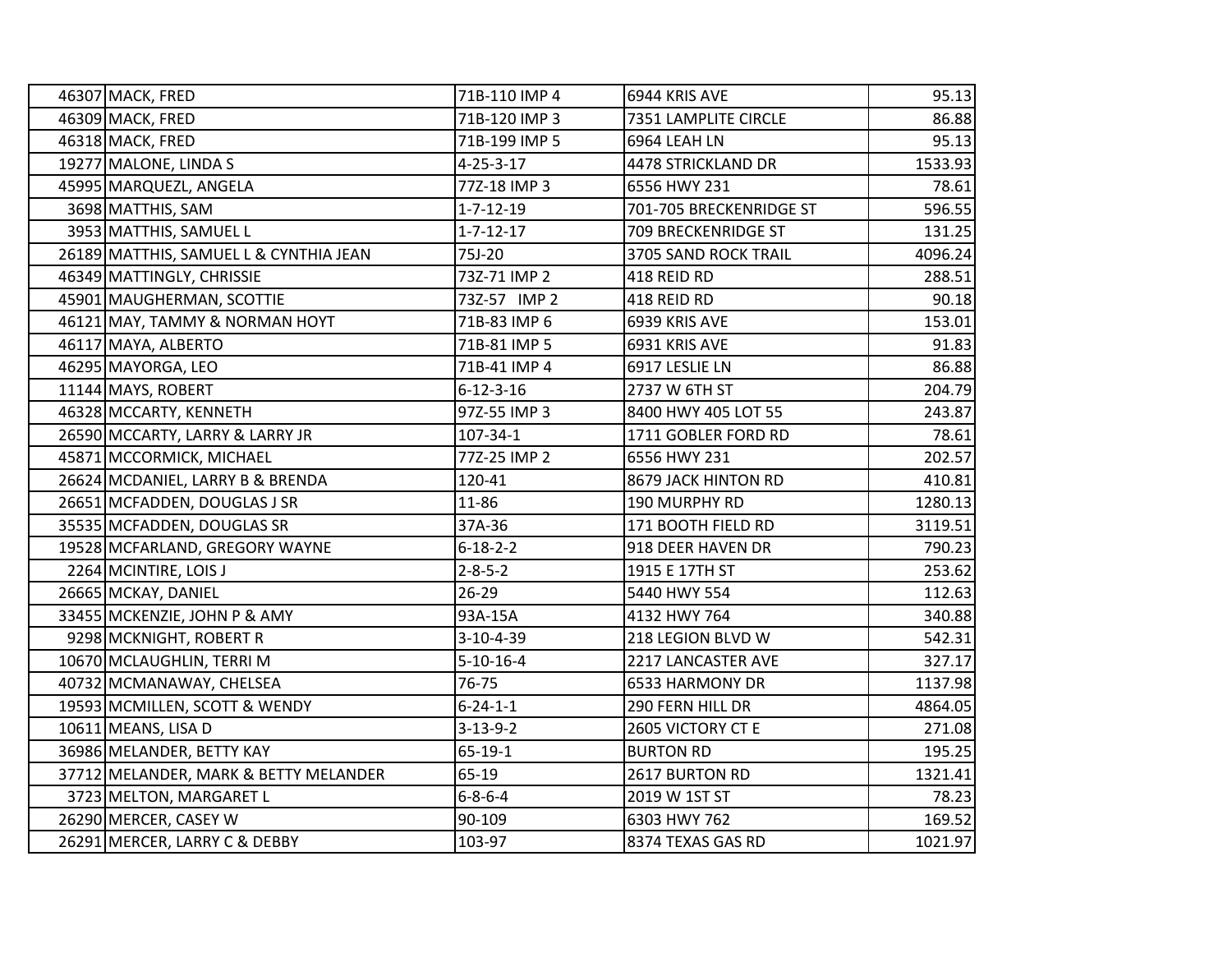| | | | | |
|---|---|---|---|---|
| 46307 | MACK, FRED | 71B-110 IMP 4 | 6944 KRIS AVE | 95.13 |
| 46309 | MACK, FRED | 71B-120 IMP 3 | 7351 LAMPLITE CIRCLE | 86.88 |
| 46318 | MACK, FRED | 71B-199 IMP 5 | 6964 LEAH LN | 95.13 |
| 19277 | MALONE, LINDA S | 4-25-3-17 | 4478 STRICKLAND DR | 1533.93 |
| 45995 | MARQUEZL, ANGELA | 77Z-18 IMP 3 | 6556 HWY 231 | 78.61 |
| 3698 | MATTHIS, SAM | 1-7-12-19 | 701-705 BRECKENRIDGE ST | 596.55 |
| 3953 | MATTHIS, SAMUEL L | 1-7-12-17 | 709 BRECKENRIDGE ST | 131.25 |
| 26189 | MATTHIS, SAMUEL L & CYNTHIA JEAN | 75J-20 | 3705 SAND ROCK TRAIL | 4096.24 |
| 46349 | MATTINGLY, CHRISSIE | 73Z-71 IMP 2 | 418 REID RD | 288.51 |
| 45901 | MAUGHERMAN, SCOTTIE | 73Z-57 IMP 2 | 418 REID RD | 90.18 |
| 46121 | MAY, TAMMY & NORMAN HOYT | 71B-83 IMP 6 | 6939 KRIS AVE | 153.01 |
| 46117 | MAYA, ALBERTO | 71B-81 IMP 5 | 6931 KRIS AVE | 91.83 |
| 46295 | MAYORGA, LEO | 71B-41 IMP 4 | 6917 LESLIE LN | 86.88 |
| 11144 | MAYS, ROBERT | 6-12-3-16 | 2737 W 6TH ST | 204.79 |
| 46328 | MCCARTY, KENNETH | 97Z-55 IMP 3 | 8400 HWY 405 LOT 55 | 243.87 |
| 26590 | MCCARTY, LARRY & LARRY JR | 107-34-1 | 1711 GOBLER FORD RD | 78.61 |
| 45871 | MCCORMICK, MICHAEL | 77Z-25 IMP 2 | 6556 HWY 231 | 202.57 |
| 26624 | MCDANIEL, LARRY B & BRENDA | 120-41 | 8679 JACK HINTON RD | 410.81 |
| 26651 | MCFADDEN, DOUGLAS J SR | 11-86 | 190 MURPHY RD | 1280.13 |
| 35535 | MCFADDEN, DOUGLAS SR | 37A-36 | 171 BOOTH FIELD RD | 3119.51 |
| 19528 | MCFARLAND, GREGORY WAYNE | 6-18-2-2 | 918 DEER HAVEN DR | 790.23 |
| 2264 | MCINTIRE, LOIS J | 2-8-5-2 | 1915 E 17TH ST | 253.62 |
| 26665 | MCKAY, DANIEL | 26-29 | 5440 HWY 554 | 112.63 |
| 33455 | MCKENZIE, JOHN P & AMY | 93A-15A | 4132 HWY 764 | 340.88 |
| 9298 | MCKNIGHT, ROBERT R | 3-10-4-39 | 218 LEGION BLVD W | 542.31 |
| 10670 | MCLAUGHLIN, TERRI M | 5-10-16-4 | 2217 LANCASTER AVE | 327.17 |
| 40732 | MCMANAWAY, CHELSEA | 76-75 | 6533 HARMONY DR | 1137.98 |
| 19593 | MCMILLEN, SCOTT & WENDY | 6-24-1-1 | 290 FERN HILL DR | 4864.05 |
| 10611 | MEANS, LISA D | 3-13-9-2 | 2605 VICTORY CT E | 271.08 |
| 36986 | MELANDER, BETTY KAY | 65-19-1 | BURTON RD | 195.25 |
| 37712 | MELANDER, MARK & BETTY MELANDER | 65-19 | 2617 BURTON RD | 1321.41 |
| 3723 | MELTON, MARGARET L | 6-8-6-4 | 2019 W 1ST ST | 78.23 |
| 26290 | MERCER, CASEY W | 90-109 | 6303 HWY 762 | 169.52 |
| 26291 | MERCER, LARRY C & DEBBY | 103-97 | 8374 TEXAS GAS RD | 1021.97 |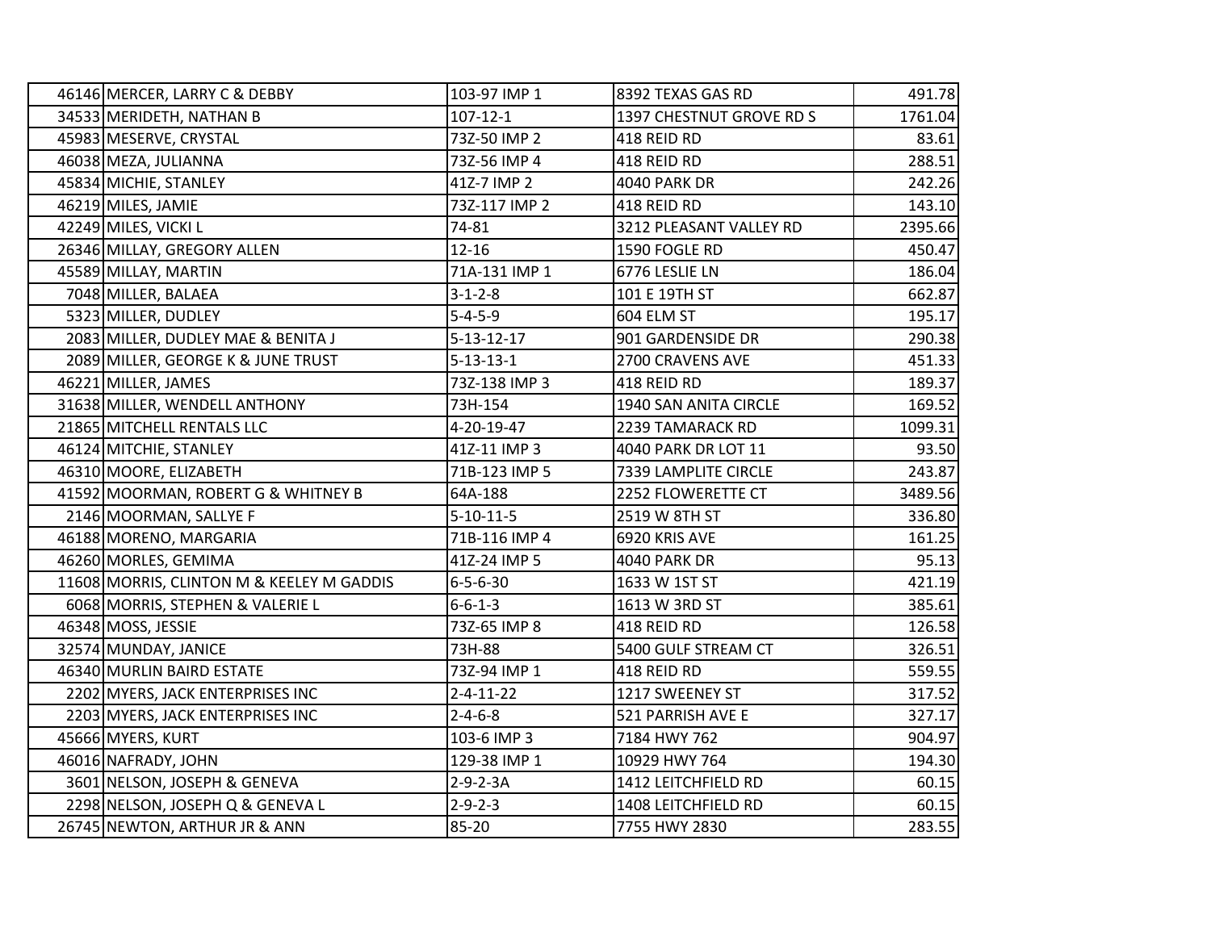| | | | | |
|---|---|---|---|---|
| 46146 | MERCER, LARRY C & DEBBY | 103-97 IMP 1 | 8392 TEXAS GAS RD | 491.78 |
| 34533 | MERIDETH, NATHAN B | 107-12-1 | 1397 CHESTNUT GROVE RD S | 1761.04 |
| 45983 | MESERVE, CRYSTAL | 73Z-50 IMP 2 | 418 REID RD | 83.61 |
| 46038 | MEZA, JULIANNA | 73Z-56 IMP 4 | 418 REID RD | 288.51 |
| 45834 | MICHIE, STANLEY | 41Z-7 IMP 2 | 4040 PARK DR | 242.26 |
| 46219 | MILES, JAMIE | 73Z-117 IMP 2 | 418 REID RD | 143.10 |
| 42249 | MILES, VICKI L | 74-81 | 3212 PLEASANT VALLEY RD | 2395.66 |
| 26346 | MILLAY, GREGORY ALLEN | 12-16 | 1590 FOGLE RD | 450.47 |
| 45589 | MILLAY, MARTIN | 71A-131 IMP 1 | 6776 LESLIE LN | 186.04 |
| 7048 | MILLER, BALAEA | 3-1-2-8 | 101 E 19TH ST | 662.87 |
| 5323 | MILLER, DUDLEY | 5-4-5-9 | 604 ELM ST | 195.17 |
| 2083 | MILLER, DUDLEY MAE & BENITA J | 5-13-12-17 | 901 GARDENSIDE DR | 290.38 |
| 2089 | MILLER, GEORGE K & JUNE TRUST | 5-13-13-1 | 2700 CRAVENS AVE | 451.33 |
| 46221 | MILLER, JAMES | 73Z-138 IMP 3 | 418 REID RD | 189.37 |
| 31638 | MILLER, WENDELL ANTHONY | 73H-154 | 1940 SAN ANITA CIRCLE | 169.52 |
| 21865 | MITCHELL RENTALS LLC | 4-20-19-47 | 2239 TAMARACK RD | 1099.31 |
| 46124 | MITCHIE, STANLEY | 41Z-11 IMP 3 | 4040 PARK DR LOT 11 | 93.50 |
| 46310 | MOORE, ELIZABETH | 71B-123 IMP 5 | 7339 LAMPLITE CIRCLE | 243.87 |
| 41592 | MOORMAN, ROBERT G & WHITNEY B | 64A-188 | 2252 FLOWERETTE CT | 3489.56 |
| 2146 | MOORMAN, SALLYE F | 5-10-11-5 | 2519 W 8TH ST | 336.80 |
| 46188 | MORENO, MARGARIA | 71B-116 IMP 4 | 6920 KRIS AVE | 161.25 |
| 46260 | MORLES, GEMIMA | 41Z-24 IMP 5 | 4040 PARK DR | 95.13 |
| 11608 | MORRIS, CLINTON M & KEELEY M GADDIS | 6-5-6-30 | 1633 W 1ST ST | 421.19 |
| 6068 | MORRIS, STEPHEN & VALERIE L | 6-6-1-3 | 1613 W 3RD ST | 385.61 |
| 46348 | MOSS, JESSIE | 73Z-65 IMP 8 | 418 REID RD | 126.58 |
| 32574 | MUNDAY, JANICE | 73H-88 | 5400 GULF STREAM CT | 326.51 |
| 46340 | MURLIN BAIRD ESTATE | 73Z-94 IMP 1 | 418 REID RD | 559.55 |
| 2202 | MYERS, JACK ENTERPRISES INC | 2-4-11-22 | 1217 SWEENEY ST | 317.52 |
| 2203 | MYERS, JACK ENTERPRISES INC | 2-4-6-8 | 521 PARRISH AVE E | 327.17 |
| 45666 | MYERS, KURT | 103-6 IMP 3 | 7184 HWY 762 | 904.97 |
| 46016 | NAFRADY, JOHN | 129-38 IMP 1 | 10929 HWY 764 | 194.30 |
| 3601 | NELSON, JOSEPH & GENEVA | 2-9-2-3A | 1412 LEITCHFIELD RD | 60.15 |
| 2298 | NELSON, JOSEPH Q & GENEVA L | 2-9-2-3 | 1408 LEITCHFIELD RD | 60.15 |
| 26745 | NEWTON, ARTHUR JR & ANN | 85-20 | 7755 HWY 2830 | 283.55 |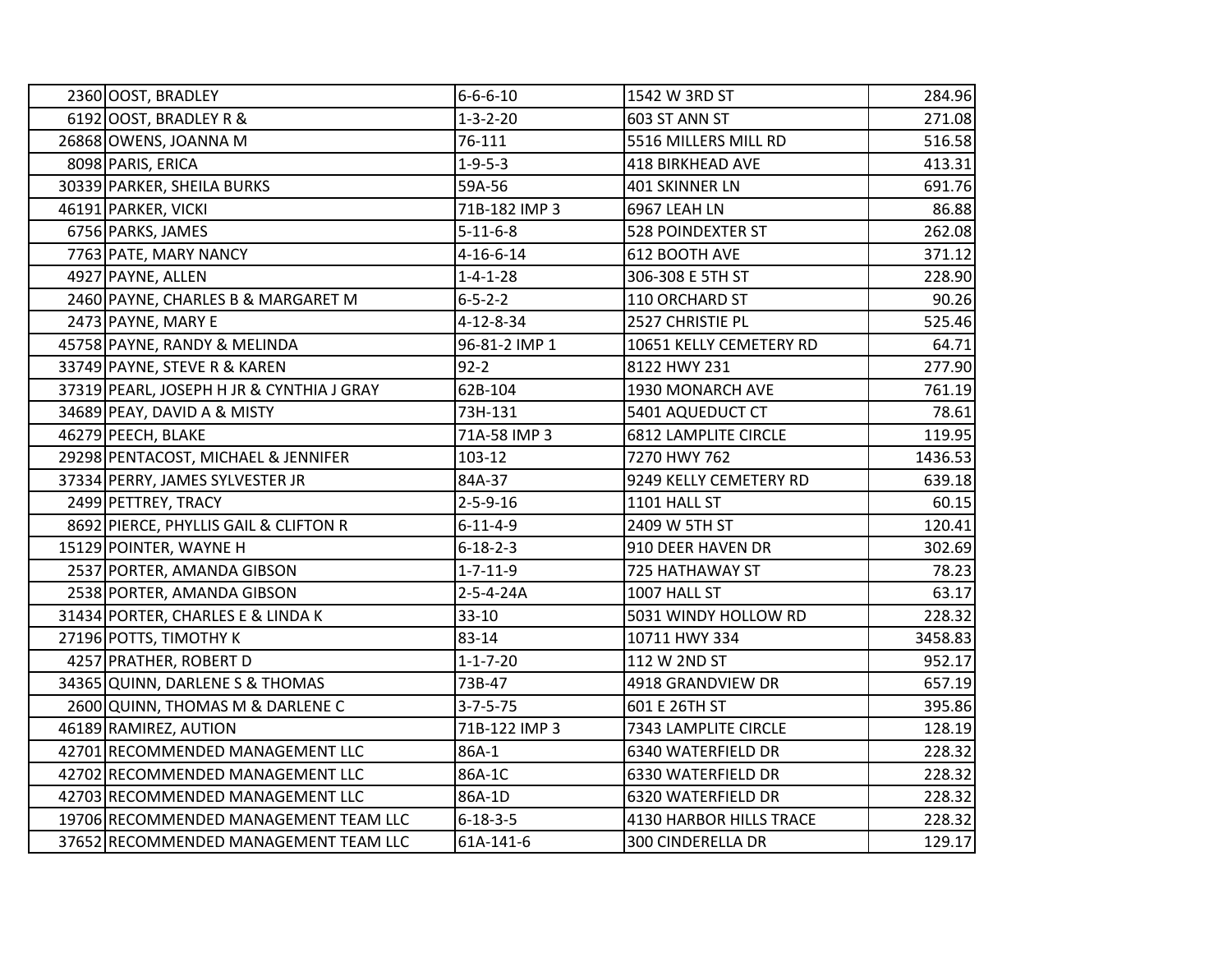| | | | | |
|---|---|---|---|---|
| 2360 | OOST, BRADLEY | 6-6-6-10 | 1542 W 3RD ST | 284.96 |
| 6192 | OOST, BRADLEY R & | 1-3-2-20 | 603 ST ANN ST | 271.08 |
| 26868 | OWENS, JOANNA M | 76-111 | 5516 MILLERS MILL RD | 516.58 |
| 8098 | PARIS, ERICA | 1-9-5-3 | 418 BIRKHEAD AVE | 413.31 |
| 30339 | PARKER, SHEILA BURKS | 59A-56 | 401 SKINNER LN | 691.76 |
| 46191 | PARKER, VICKI | 71B-182 IMP 3 | 6967 LEAH LN | 86.88 |
| 6756 | PARKS, JAMES | 5-11-6-8 | 528 POINDEXTER ST | 262.08 |
| 7763 | PATE, MARY NANCY | 4-16-6-14 | 612 BOOTH AVE | 371.12 |
| 4927 | PAYNE, ALLEN | 1-4-1-28 | 306-308 E 5TH ST | 228.90 |
| 2460 | PAYNE, CHARLES B & MARGARET M | 6-5-2-2 | 110 ORCHARD ST | 90.26 |
| 2473 | PAYNE, MARY E | 4-12-8-34 | 2527 CHRISTIE PL | 525.46 |
| 45758 | PAYNE, RANDY & MELINDA | 96-81-2 IMP 1 | 10651 KELLY CEMETERY RD | 64.71 |
| 33749 | PAYNE, STEVE R & KAREN | 92-2 | 8122 HWY 231 | 277.90 |
| 37319 | PEARL, JOSEPH H JR & CYNTHIA J GRAY | 62B-104 | 1930 MONARCH AVE | 761.19 |
| 34689 | PEAY, DAVID A & MISTY | 73H-131 | 5401 AQUEDUCT CT | 78.61 |
| 46279 | PEECH, BLAKE | 71A-58 IMP 3 | 6812 LAMPLITE CIRCLE | 119.95 |
| 29298 | PENTACOST, MICHAEL & JENNIFER | 103-12 | 7270 HWY 762 | 1436.53 |
| 37334 | PERRY, JAMES SYLVESTER JR | 84A-37 | 9249 KELLY CEMETERY RD | 639.18 |
| 2499 | PETTREY, TRACY | 2-5-9-16 | 1101 HALL ST | 60.15 |
| 8692 | PIERCE, PHYLLIS GAIL & CLIFTON R | 6-11-4-9 | 2409 W 5TH ST | 120.41 |
| 15129 | POINTER, WAYNE H | 6-18-2-3 | 910 DEER HAVEN DR | 302.69 |
| 2537 | PORTER, AMANDA GIBSON | 1-7-11-9 | 725 HATHAWAY ST | 78.23 |
| 2538 | PORTER, AMANDA GIBSON | 2-5-4-24A | 1007 HALL ST | 63.17 |
| 31434 | PORTER, CHARLES E & LINDA K | 33-10 | 5031 WINDY HOLLOW RD | 228.32 |
| 27196 | POTTS, TIMOTHY K | 83-14 | 10711 HWY 334 | 3458.83 |
| 4257 | PRATHER, ROBERT D | 1-1-7-20 | 112 W 2ND ST | 952.17 |
| 34365 | QUINN, DARLENE S & THOMAS | 73B-47 | 4918 GRANDVIEW DR | 657.19 |
| 2600 | QUINN, THOMAS M & DARLENE C | 3-7-5-75 | 601 E 26TH ST | 395.86 |
| 46189 | RAMIREZ, AUTION | 71B-122 IMP 3 | 7343 LAMPLITE CIRCLE | 128.19 |
| 42701 | RECOMMENDED MANAGEMENT LLC | 86A-1 | 6340 WATERFIELD DR | 228.32 |
| 42702 | RECOMMENDED MANAGEMENT LLC | 86A-1C | 6330 WATERFIELD DR | 228.32 |
| 42703 | RECOMMENDED MANAGEMENT LLC | 86A-1D | 6320 WATERFIELD DR | 228.32 |
| 19706 | RECOMMENDED MANAGEMENT TEAM LLC | 6-18-3-5 | 4130 HARBOR HILLS TRACE | 228.32 |
| 37652 | RECOMMENDED MANAGEMENT TEAM LLC | 61A-141-6 | 300 CINDERELLA DR | 129.17 |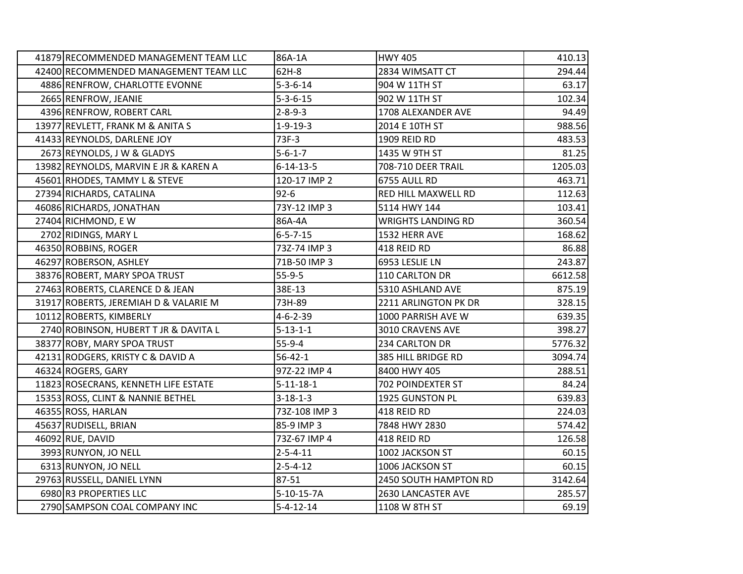| | | | |
|---|---|---|---|
| 41879 RECOMMENDED MANAGEMENT TEAM LLC | 86A-1A | HWY 405 | 410.13 |
| 42400 RECOMMENDED MANAGEMENT TEAM LLC | 62H-8 | 2834 WIMSATT CT | 294.44 |
| 4886 RENFROW, CHARLOTTE EVONNE | 5-3-6-14 | 904 W 11TH ST | 63.17 |
| 2665 RENFROW, JEANIE | 5-3-6-15 | 902 W 11TH ST | 102.34 |
| 4396 RENFROW, ROBERT CARL | 2-8-9-3 | 1708 ALEXANDER AVE | 94.49 |
| 13977 REVLETT, FRANK M & ANITA S | 1-9-19-3 | 2014 E 10TH ST | 988.56 |
| 41433 REYNOLDS, DARLENE JOY | 73F-3 | 1909 REID RD | 483.53 |
| 2673 REYNOLDS, J W & GLADYS | 5-6-1-7 | 1435 W 9TH ST | 81.25 |
| 13982 REYNOLDS, MARVIN E JR & KAREN A | 6-14-13-5 | 708-710 DEER TRAIL | 1205.03 |
| 45601 RHODES, TAMMY L & STEVE | 120-17 IMP 2 | 6755 AULL RD | 463.71 |
| 27394 RICHARDS, CATALINA | 92-6 | RED HILL MAXWELL RD | 112.63 |
| 46086 RICHARDS, JONATHAN | 73Y-12 IMP 3 | 5114 HWY 144 | 103.41 |
| 27404 RICHMOND, E W | 86A-4A | WRIGHTS LANDING RD | 360.54 |
| 2702 RIDINGS, MARY L | 6-5-7-15 | 1532 HERR AVE | 168.62 |
| 46350 ROBBINS, ROGER | 73Z-74 IMP 3 | 418 REID RD | 86.88 |
| 46297 ROBERSON, ASHLEY | 71B-50 IMP 3 | 6953 LESLIE LN | 243.87 |
| 38376 ROBERT, MARY SPOA TRUST | 55-9-5 | 110 CARLTON DR | 6612.58 |
| 27463 ROBERTS, CLARENCE D & JEAN | 38E-13 | 5310 ASHLAND AVE | 875.19 |
| 31917 ROBERTS, JEREMIAH D & VALARIE M | 73H-89 | 2211 ARLINGTON PK DR | 328.15 |
| 10112 ROBERTS, KIMBERLY | 4-6-2-39 | 1000 PARRISH AVE W | 639.35 |
| 2740 ROBINSON, HUBERT T JR & DAVITA L | 5-13-1-1 | 3010 CRAVENS AVE | 398.27 |
| 38377 ROBY, MARY SPOA TRUST | 55-9-4 | 234 CARLTON DR | 5776.32 |
| 42131 RODGERS, KRISTY C & DAVID A | 56-42-1 | 385 HILL BRIDGE RD | 3094.74 |
| 46324 ROGERS, GARY | 97Z-22 IMP 4 | 8400 HWY 405 | 288.51 |
| 11823 ROSECRANS, KENNETH LIFE ESTATE | 5-11-18-1 | 702 POINDEXTER ST | 84.24 |
| 15353 ROSS, CLINT & NANNIE BETHEL | 3-18-1-3 | 1925 GUNSTON PL | 639.83 |
| 46355 ROSS, HARLAN | 73Z-108 IMP 3 | 418 REID RD | 224.03 |
| 45637 RUDISELL, BRIAN | 85-9 IMP 3 | 7848 HWY 2830 | 574.42 |
| 46092 RUE, DAVID | 73Z-67 IMP 4 | 418 REID RD | 126.58 |
| 3993 RUNYON, JO NELL | 2-5-4-11 | 1002 JACKSON ST | 60.15 |
| 6313 RUNYON, JO NELL | 2-5-4-12 | 1006 JACKSON ST | 60.15 |
| 29763 RUSSELL, DANIEL LYNN | 87-51 | 2450 SOUTH HAMPTON RD | 3142.64 |
| 6980 R3 PROPERTIES LLC | 5-10-15-7A | 2630 LANCASTER AVE | 285.57 |
| 2790 SAMPSON COAL COMPANY INC | 5-4-12-14 | 1108 W 8TH ST | 69.19 |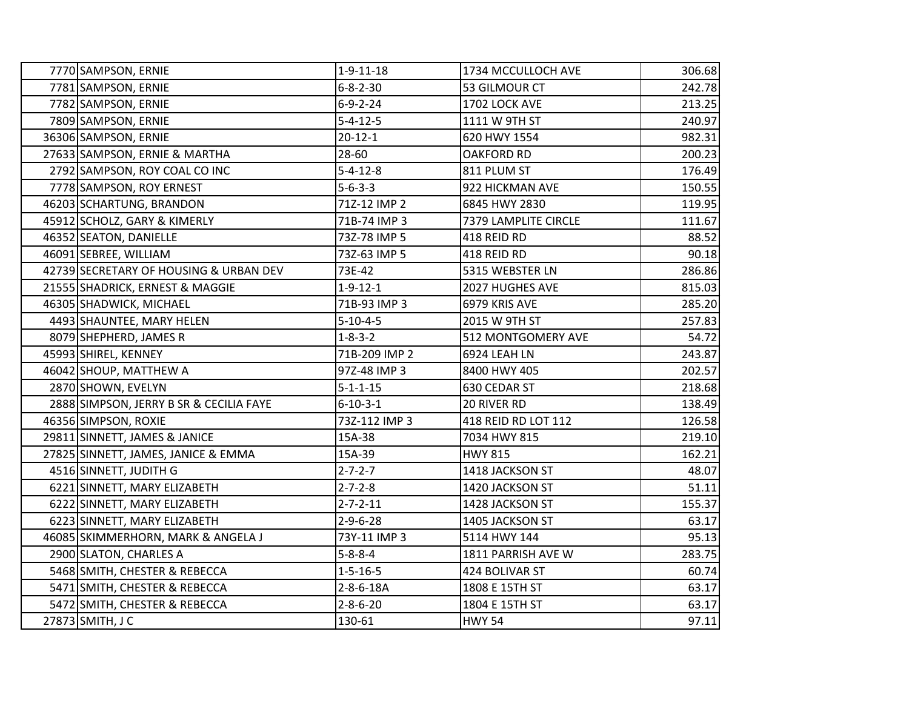| | | | | |
|---|---|---|---|---|
| 7770 | SAMPSON, ERNIE | 1-9-11-18 | 1734 MCCULLOCH AVE | 306.68 |
| 7781 | SAMPSON, ERNIE | 6-8-2-30 | 53 GILMOUR CT | 242.78 |
| 7782 | SAMPSON, ERNIE | 6-9-2-24 | 1702 LOCK AVE | 213.25 |
| 7809 | SAMPSON, ERNIE | 5-4-12-5 | 1111 W 9TH ST | 240.97 |
| 36306 | SAMPSON, ERNIE | 20-12-1 | 620 HWY 1554 | 982.31 |
| 27633 | SAMPSON, ERNIE & MARTHA | 28-60 | OAKFORD RD | 200.23 |
| 2792 | SAMPSON, ROY COAL CO INC | 5-4-12-8 | 811 PLUM ST | 176.49 |
| 7778 | SAMPSON, ROY ERNEST | 5-6-3-3 | 922 HICKMAN AVE | 150.55 |
| 46203 | SCHARTUNG, BRANDON | 71Z-12 IMP 2 | 6845 HWY 2830 | 119.95 |
| 45912 | SCHOLZ, GARY & KIMERLY | 71B-74 IMP 3 | 7379 LAMPLITE CIRCLE | 111.67 |
| 46352 | SEATON, DANIELLE | 73Z-78 IMP 5 | 418 REID RD | 88.52 |
| 46091 | SEBREE, WILLIAM | 73Z-63 IMP 5 | 418 REID RD | 90.18 |
| 42739 | SECRETARY OF HOUSING & URBAN DEV | 73E-42 | 5315 WEBSTER LN | 286.86 |
| 21555 | SHADRICK, ERNEST & MAGGIE | 1-9-12-1 | 2027 HUGHES AVE | 815.03 |
| 46305 | SHADWICK, MICHAEL | 71B-93 IMP 3 | 6979 KRIS AVE | 285.20 |
| 4493 | SHAUNTEE, MARY HELEN | 5-10-4-5 | 2015 W 9TH ST | 257.83 |
| 8079 | SHEPHERD, JAMES R | 1-8-3-2 | 512 MONTGOMERY AVE | 54.72 |
| 45993 | SHIREL, KENNEY | 71B-209 IMP 2 | 6924 LEAH LN | 243.87 |
| 46042 | SHOUP, MATTHEW A | 97Z-48 IMP 3 | 8400 HWY 405 | 202.57 |
| 2870 | SHOWN, EVELYN | 5-1-1-15 | 630 CEDAR ST | 218.68 |
| 2888 | SIMPSON, JERRY B SR & CECILIA FAYE | 6-10-3-1 | 20 RIVER RD | 138.49 |
| 46356 | SIMPSON, ROXIE | 73Z-112 IMP 3 | 418 REID RD LOT 112 | 126.58 |
| 29811 | SINNETT, JAMES & JANICE | 15A-38 | 7034 HWY 815 | 219.10 |
| 27825 | SINNETT, JAMES, JANICE & EMMA | 15A-39 | HWY 815 | 162.21 |
| 4516 | SINNETT, JUDITH G | 2-7-2-7 | 1418 JACKSON ST | 48.07 |
| 6221 | SINNETT, MARY ELIZABETH | 2-7-2-8 | 1420 JACKSON ST | 51.11 |
| 6222 | SINNETT, MARY ELIZABETH | 2-7-2-11 | 1428 JACKSON ST | 155.37 |
| 6223 | SINNETT, MARY ELIZABETH | 2-9-6-28 | 1405 JACKSON ST | 63.17 |
| 46085 | SKIMMERHORN, MARK & ANGELA J | 73Y-11 IMP 3 | 5114 HWY 144 | 95.13 |
| 2900 | SLATON, CHARLES A | 5-8-8-4 | 1811 PARRISH AVE W | 283.75 |
| 5468 | SMITH, CHESTER & REBECCA | 1-5-16-5 | 424 BOLIVAR ST | 60.74 |
| 5471 | SMITH, CHESTER & REBECCA | 2-8-6-18A | 1808 E 15TH ST | 63.17 |
| 5472 | SMITH, CHESTER & REBECCA | 2-8-6-20 | 1804 E 15TH ST | 63.17 |
| 27873 | SMITH, J C | 130-61 | HWY 54 | 97.11 |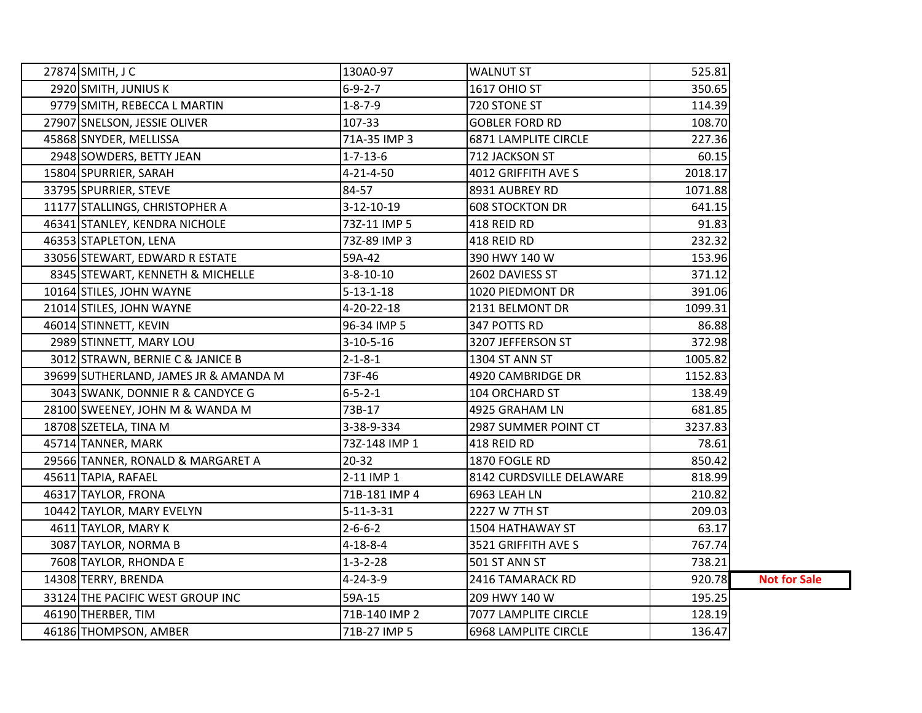| | | | | | |
|---|---|---|---|---|---|
| 27874 | SMITH, J C | 130A0-97 | WALNUT ST | 525.81 | |
| 2920 | SMITH, JUNIUS K | 6-9-2-7 | 1617 OHIO ST | 350.65 | |
| 9779 | SMITH, REBECCA L MARTIN | 1-8-7-9 | 720 STONE ST | 114.39 | |
| 27907 | SNELSON, JESSIE OLIVER | 107-33 | GOBLER FORD RD | 108.70 | |
| 45868 | SNYDER, MELLISSA | 71A-35 IMP 3 | 6871 LAMPLITE CIRCLE | 227.36 | |
| 2948 | SOWDERS, BETTY JEAN | 1-7-13-6 | 712 JACKSON ST | 60.15 | |
| 15804 | SPURRIER, SARAH | 4-21-4-50 | 4012 GRIFFITH AVE S | 2018.17 | |
| 33795 | SPURRIER, STEVE | 84-57 | 8931 AUBREY RD | 1071.88 | |
| 11177 | STALLINGS, CHRISTOPHER A | 3-12-10-19 | 608 STOCKTON DR | 641.15 | |
| 46341 | STANLEY, KENDRA NICHOLE | 73Z-11 IMP 5 | 418 REID RD | 91.83 | |
| 46353 | STAPLETON, LENA | 73Z-89 IMP 3 | 418 REID RD | 232.32 | |
| 33056 | STEWART, EDWARD R ESTATE | 59A-42 | 390 HWY 140 W | 153.96 | |
| 8345 | STEWART, KENNETH & MICHELLE | 3-8-10-10 | 2602 DAVIESS ST | 371.12 | |
| 10164 | STILES, JOHN WAYNE | 5-13-1-18 | 1020 PIEDMONT DR | 391.06 | |
| 21014 | STILES, JOHN WAYNE | 4-20-22-18 | 2131 BELMONT DR | 1099.31 | |
| 46014 | STINNETT, KEVIN | 96-34 IMP 5 | 347 POTTS RD | 86.88 | |
| 2989 | STINNETT, MARY LOU | 3-10-5-16 | 3207 JEFFERSON ST | 372.98 | |
| 3012 | STRAWN, BERNIE C & JANICE B | 2-1-8-1 | 1304 ST ANN ST | 1005.82 | |
| 39699 | SUTHERLAND, JAMES JR & AMANDA M | 73F-46 | 4920 CAMBRIDGE DR | 1152.83 | |
| 3043 | SWANK, DONNIE R & CANDYCE G | 6-5-2-1 | 104 ORCHARD ST | 138.49 | |
| 28100 | SWEENEY, JOHN M & WANDA M | 73B-17 | 4925 GRAHAM LN | 681.85 | |
| 18708 | SZETELA, TINA M | 3-38-9-334 | 2987 SUMMER POINT CT | 3237.83 | |
| 45714 | TANNER, MARK | 73Z-148 IMP 1 | 418 REID RD | 78.61 | |
| 29566 | TANNER, RONALD & MARGARET A | 20-32 | 1870 FOGLE RD | 850.42 | |
| 45611 | TAPIA, RAFAEL | 2-11 IMP 1 | 8142 CURDSVILLE DELAWARE | 818.99 | |
| 46317 | TAYLOR, FRONA | 71B-181 IMP 4 | 6963 LEAH LN | 210.82 | |
| 10442 | TAYLOR, MARY EVELYN | 5-11-3-31 | 2227 W 7TH ST | 209.03 | |
| 4611 | TAYLOR, MARY K | 2-6-6-2 | 1504 HATHAWAY ST | 63.17 | |
| 3087 | TAYLOR, NORMA B | 4-18-8-4 | 3521 GRIFFITH AVE S | 767.74 | |
| 7608 | TAYLOR, RHONDA E | 1-3-2-28 | 501 ST ANN ST | 738.21 | |
| 14308 | TERRY, BRENDA | 4-24-3-9 | 2416 TAMARACK RD | 920.78 | **Not for Sale** |
| 33124 | THE PACIFIC WEST GROUP INC | 59A-15 | 209 HWY 140 W | 195.25 | |
| 46190 | THERBER, TIM | 71B-140 IMP 2 | 7077 LAMPLITE CIRCLE | 128.19 | |
| 46186 | THOMPSON, AMBER | 71B-27 IMP 5 | 6968 LAMPLITE CIRCLE | 136.47 | |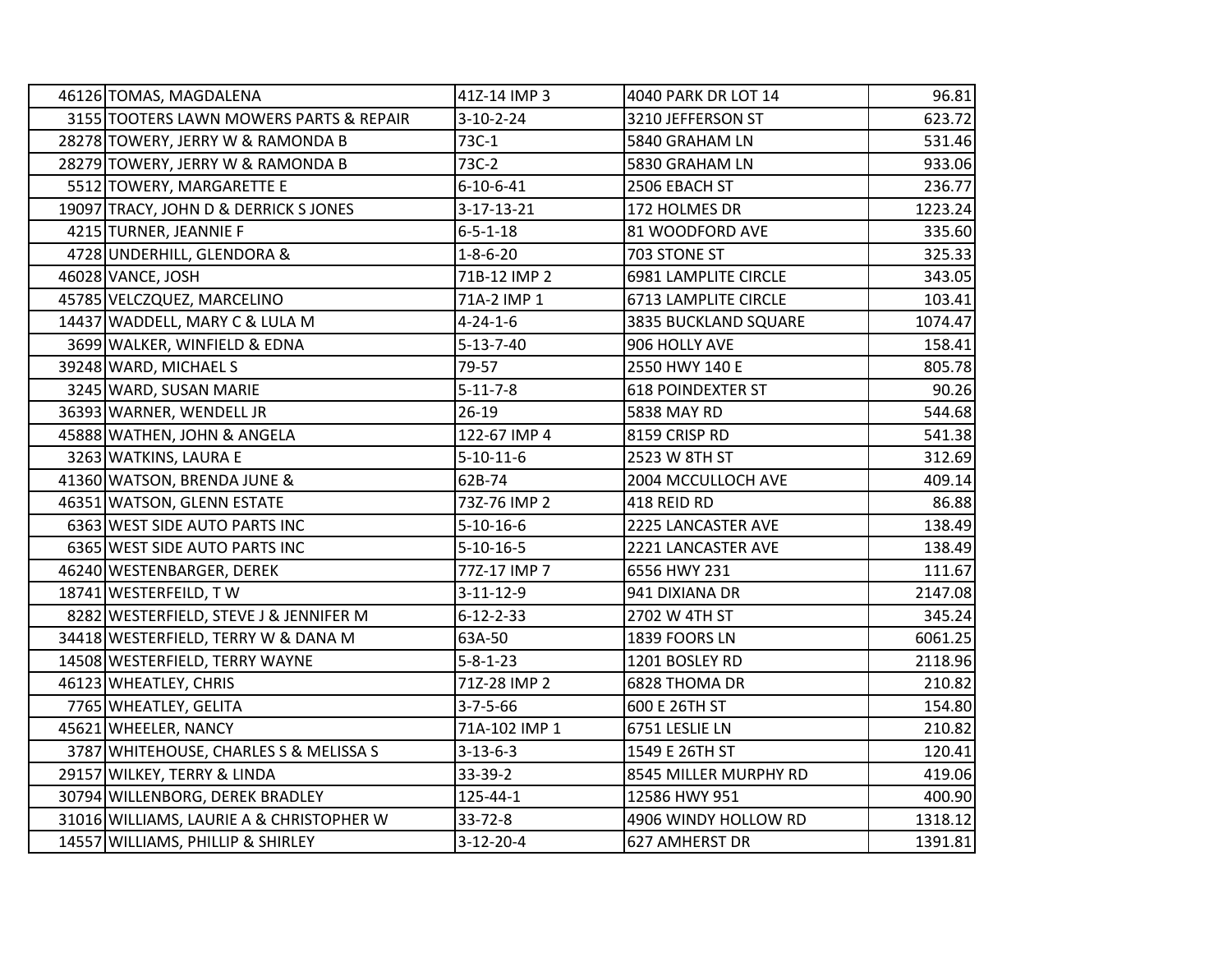| | | | | |
|---|---|---|---|---|
| 46126 | TOMAS, MAGDALENA | 41Z-14 IMP 3 | 4040 PARK DR LOT 14 | 96.81 |
| 3155 | TOOTERS LAWN MOWERS PARTS & REPAIR | 3-10-2-24 | 3210 JEFFERSON ST | 623.72 |
| 28278 | TOWERY, JERRY W & RAMONDA B | 73C-1 | 5840 GRAHAM LN | 531.46 |
| 28279 | TOWERY, JERRY W & RAMONDA B | 73C-2 | 5830 GRAHAM LN | 933.06 |
| 5512 | TOWERY, MARGARETTE E | 6-10-6-41 | 2506 EBACH ST | 236.77 |
| 19097 | TRACY, JOHN D & DERRICK S JONES | 3-17-13-21 | 172 HOLMES DR | 1223.24 |
| 4215 | TURNER, JEANNIE F | 6-5-1-18 | 81 WOODFORD AVE | 335.60 |
| 4728 | UNDERHILL, GLENDORA & | 1-8-6-20 | 703 STONE ST | 325.33 |
| 46028 | VANCE, JOSH | 71B-12 IMP 2 | 6981 LAMPLITE CIRCLE | 343.05 |
| 45785 | VELCZQUEZ, MARCELINO | 71A-2 IMP 1 | 6713 LAMPLITE CIRCLE | 103.41 |
| 14437 | WADDELL, MARY C & LULA M | 4-24-1-6 | 3835 BUCKLAND SQUARE | 1074.47 |
| 3699 | WALKER, WINFIELD & EDNA | 5-13-7-40 | 906 HOLLY AVE | 158.41 |
| 39248 | WARD, MICHAEL S | 79-57 | 2550 HWY 140 E | 805.78 |
| 3245 | WARD, SUSAN MARIE | 5-11-7-8 | 618 POINDEXTER ST | 90.26 |
| 36393 | WARNER, WENDELL JR | 26-19 | 5838 MAY RD | 544.68 |
| 45888 | WATHEN, JOHN & ANGELA | 122-67 IMP 4 | 8159 CRISP RD | 541.38 |
| 3263 | WATKINS, LAURA E | 5-10-11-6 | 2523 W 8TH ST | 312.69 |
| 41360 | WATSON, BRENDA JUNE & | 62B-74 | 2004 MCCULLOCH AVE | 409.14 |
| 46351 | WATSON, GLENN ESTATE | 73Z-76 IMP 2 | 418 REID RD | 86.88 |
| 6363 | WEST SIDE AUTO PARTS INC | 5-10-16-6 | 2225 LANCASTER AVE | 138.49 |
| 6365 | WEST SIDE AUTO PARTS INC | 5-10-16-5 | 2221 LANCASTER AVE | 138.49 |
| 46240 | WESTENBARGER, DEREK | 77Z-17 IMP 7 | 6556 HWY 231 | 111.67 |
| 18741 | WESTERFEILD, T W | 3-11-12-9 | 941 DIXIANA DR | 2147.08 |
| 8282 | WESTERFIELD, STEVE J & JENNIFER M | 6-12-2-33 | 2702 W 4TH ST | 345.24 |
| 34418 | WESTERFIELD, TERRY W & DANA M | 63A-50 | 1839 FOORS LN | 6061.25 |
| 14508 | WESTERFIELD, TERRY WAYNE | 5-8-1-23 | 1201 BOSLEY RD | 2118.96 |
| 46123 | WHEATLEY, CHRIS | 71Z-28 IMP 2 | 6828 THOMA DR | 210.82 |
| 7765 | WHEATLEY, GELITA | 3-7-5-66 | 600 E 26TH ST | 154.80 |
| 45621 | WHEELER, NANCY | 71A-102 IMP 1 | 6751 LESLIE LN | 210.82 |
| 3787 | WHITEHOUSE, CHARLES S & MELISSA S | 3-13-6-3 | 1549 E 26TH ST | 120.41 |
| 29157 | WILKEY, TERRY & LINDA | 33-39-2 | 8545 MILLER MURPHY RD | 419.06 |
| 30794 | WILLENBORG, DEREK BRADLEY | 125-44-1 | 12586 HWY 951 | 400.90 |
| 31016 | WILLIAMS, LAURIE A & CHRISTOPHER W | 33-72-8 | 4906 WINDY HOLLOW RD | 1318.12 |
| 14557 | WILLIAMS, PHILLIP & SHIRLEY | 3-12-20-4 | 627 AMHERST DR | 1391.81 |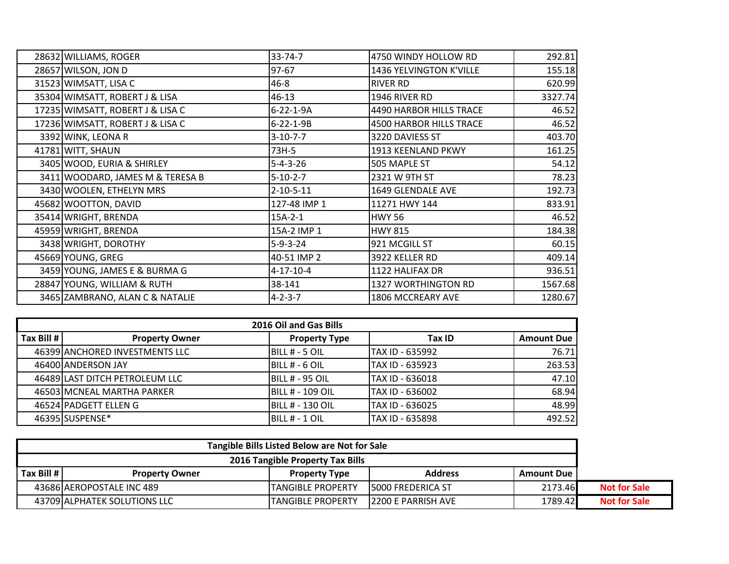| | | | | |
|---|---|---|---|---|
| 28632 | WILLIAMS, ROGER | 33-74-7 | 4750 WINDY HOLLOW RD | 292.81 |
| 28657 | WILSON, JON D | 97-67 | 1436 YELVINGTON K'VILLE | 155.18 |
| 31523 | WIMSATT, LISA C | 46-8 | RIVER RD | 620.99 |
| 35304 | WIMSATT, ROBERT J & LISA | 46-13 | 1946 RIVER RD | 3327.74 |
| 17235 | WIMSATT, ROBERT J & LISA C | 6-22-1-9A | 4490 HARBOR HILLS TRACE | 46.52 |
| 17236 | WIMSATT, ROBERT J & LISA C | 6-22-1-9B | 4500 HARBOR HILLS TRACE | 46.52 |
| 3392 | WINK, LEONA R | 3-10-7-7 | 3220 DAVIESS ST | 403.70 |
| 41781 | WITT, SHAUN | 73H-5 | 1913 KEENLAND PKWY | 161.25 |
| 3405 | WOOD, EURIA & SHIRLEY | 5-4-3-26 | 505 MAPLE ST | 54.12 |
| 3411 | WOODARD, JAMES M & TERESA B | 5-10-2-7 | 2321 W 9TH ST | 78.23 |
| 3430 | WOOLEN, ETHELYN MRS | 2-10-5-11 | 1649 GLENDALE AVE | 192.73 |
| 45682 | WOOTTON, DAVID | 127-48 IMP 1 | 11271 HWY 144 | 833.91 |
| 35414 | WRIGHT, BRENDA | 15A-2-1 | HWY 56 | 46.52 |
| 45959 | WRIGHT, BRENDA | 15A-2 IMP 1 | HWY 815 | 184.38 |
| 3438 | WRIGHT, DOROTHY | 5-9-3-24 | 921 MCGILL ST | 60.15 |
| 45669 | YOUNG, GREG | 40-51 IMP 2 | 3922 KELLER RD | 409.14 |
| 3459 | YOUNG, JAMES E & BURMA G | 4-17-10-4 | 1122 HALIFAX DR | 936.51 |
| 28847 | YOUNG, WILLIAM & RUTH | 38-141 | 1327 WORTHINGTON RD | 1567.68 |
| 3465 | ZAMBRANO, ALAN C & NATALIE | 4-2-3-7 | 1806 MCCREARY AVE | 1280.67 |

**2016 Oil and Gas Bills**

| Tax Bill # | Property Owner | Property Type | Tax ID | Amount Due |
|---|---|---|---|---|
| 46399 | ANCHORED INVESTMENTS LLC | BILL # - 5 OIL | TAX ID - 635992 | 76.71 |
| 46400 | ANDERSON JAY | BILL # - 6 OIL | TAX ID - 635923 | 263.53 |
| 46489 | LAST DITCH PETROLEUM LLC | BILL # - 95 OIL | TAX ID - 636018 | 47.10 |
| 46503 | MCNEAL MARTHA PARKER | BILL # - 109 OIL | TAX ID - 636002 | 68.94 |
| 46524 | PADGETT ELLEN G | BILL # - 130 OIL | TAX ID - 636025 | 48.99 |
| 46395 | SUSPENSE* | BILL # - 1 OIL | TAX ID - 635898 | 492.52 |

**Tangible Bills Listed Below are Not for Sale**

**2016 Tangible Property Tax Bills**

| Tax Bill # | Property Owner | Property Type | Address | Amount Due | |
|---|---|---|---|---|---|
| 43686 | AEROPOSTALE INC 489 | TANGIBLE PROPERTY | 5000 FREDERICA ST | 2173.46 | **Not for Sale** |
| 43709 | ALPHATEK SOLUTIONS LLC | TANGIBLE PROPERTY | 2200 E PARRISH AVE | 1789.42 | **Not for Sale** |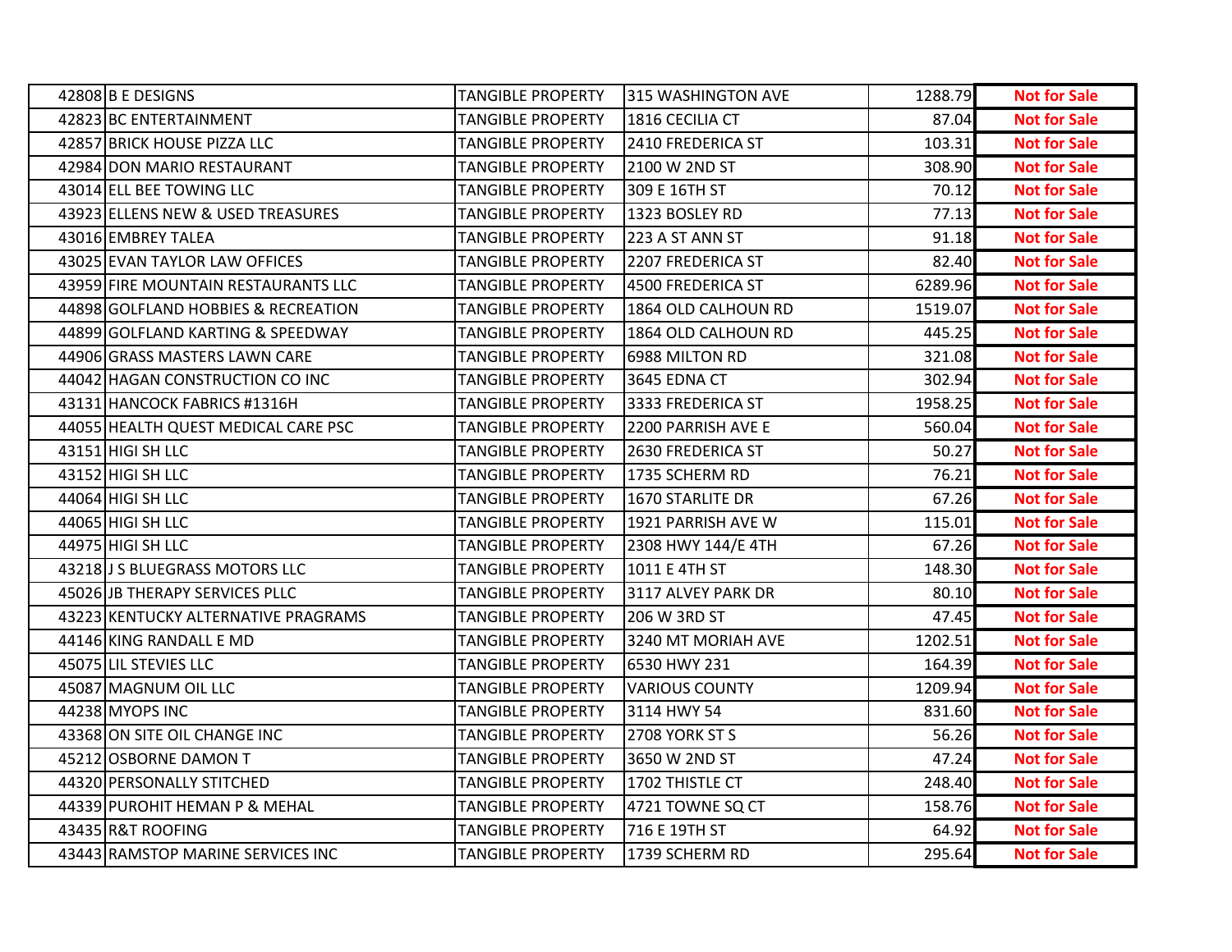| | | | | |
|---|---|---|---|---|
| 42808 | B E DESIGNS | TANGIBLE PROPERTY | 315 WASHINGTON AVE | 1288.79 | **Not for Sale** |
| 42823 | BC ENTERTAINMENT | TANGIBLE PROPERTY | 1816 CECILIA CT | 87.04 | **Not for Sale** |
| 42857 | BRICK HOUSE PIZZA LLC | TANGIBLE PROPERTY | 2410 FREDERICA ST | 103.31 | **Not for Sale** |
| 42984 | DON MARIO RESTAURANT | TANGIBLE PROPERTY | 2100 W 2ND ST | 308.90 | **Not for Sale** |
| 43014 | ELL BEE TOWING LLC | TANGIBLE PROPERTY | 309 E 16TH ST | 70.12 | **Not for Sale** |
| 43923 | ELLENS NEW & USED TREASURES | TANGIBLE PROPERTY | 1323 BOSLEY RD | 77.13 | **Not for Sale** |
| 43016 | EMBREY TALEA | TANGIBLE PROPERTY | 223 A ST ANN ST | 91.18 | **Not for Sale** |
| 43025 | EVAN TAYLOR LAW OFFICES | TANGIBLE PROPERTY | 2207 FREDERICA ST | 82.40 | **Not for Sale** |
| 43959 | FIRE MOUNTAIN RESTAURANTS LLC | TANGIBLE PROPERTY | 4500 FREDERICA ST | 6289.96 | **Not for Sale** |
| 44898 | GOLFLAND HOBBIES & RECREATION | TANGIBLE PROPERTY | 1864 OLD CALHOUN RD | 1519.07 | **Not for Sale** |
| 44899 | GOLFLAND KARTING & SPEEDWAY | TANGIBLE PROPERTY | 1864 OLD CALHOUN RD | 445.25 | **Not for Sale** |
| 44906 | GRASS MASTERS LAWN CARE | TANGIBLE PROPERTY | 6988 MILTON RD | 321.08 | **Not for Sale** |
| 44042 | HAGAN CONSTRUCTION CO INC | TANGIBLE PROPERTY | 3645 EDNA CT | 302.94 | **Not for Sale** |
| 43131 | HANCOCK FABRICS #1316H | TANGIBLE PROPERTY | 3333 FREDERICA ST | 1958.25 | **Not for Sale** |
| 44055 | HEALTH QUEST MEDICAL CARE PSC | TANGIBLE PROPERTY | 2200 PARRISH AVE E | 560.04 | **Not for Sale** |
| 43151 | HIGI SH LLC | TANGIBLE PROPERTY | 2630 FREDERICA ST | 50.27 | **Not for Sale** |
| 43152 | HIGI SH LLC | TANGIBLE PROPERTY | 1735 SCHERM RD | 76.21 | **Not for Sale** |
| 44064 | HIGI SH LLC | TANGIBLE PROPERTY | 1670 STARLITE DR | 67.26 | **Not for Sale** |
| 44065 | HIGI SH LLC | TANGIBLE PROPERTY | 1921 PARRISH AVE W | 115.01 | **Not for Sale** |
| 44975 | HIGI SH LLC | TANGIBLE PROPERTY | 2308 HWY 144/E 4TH | 67.26 | **Not for Sale** |
| 43218 | J S BLUEGRASS MOTORS LLC | TANGIBLE PROPERTY | 1011 E 4TH ST | 148.30 | **Not for Sale** |
| 45026 | JB THERAPY SERVICES PLLC | TANGIBLE PROPERTY | 3117 ALVEY PARK DR | 80.10 | **Not for Sale** |
| 43223 | KENTUCKY ALTERNATIVE PRAGRAMS | TANGIBLE PROPERTY | 206 W 3RD ST | 47.45 | **Not for Sale** |
| 44146 | KING RANDALL E MD | TANGIBLE PROPERTY | 3240 MT MORIAH AVE | 1202.51 | **Not for Sale** |
| 45075 | LIL STEVIES LLC | TANGIBLE PROPERTY | 6530 HWY 231 | 164.39 | **Not for Sale** |
| 45087 | MAGNUM OIL LLC | TANGIBLE PROPERTY | VARIOUS COUNTY | 1209.94 | **Not for Sale** |
| 44238 | MYOPS INC | TANGIBLE PROPERTY | 3114 HWY 54 | 831.60 | **Not for Sale** |
| 43368 | ON SITE OIL CHANGE INC | TANGIBLE PROPERTY | 2708 YORK ST S | 56.26 | **Not for Sale** |
| 45212 | OSBORNE DAMON T | TANGIBLE PROPERTY | 3650 W 2ND ST | 47.24 | **Not for Sale** |
| 44320 | PERSONALLY STITCHED | TANGIBLE PROPERTY | 1702 THISTLE CT | 248.40 | **Not for Sale** |
| 44339 | PUROHIT HEMAN P & MEHAL | TANGIBLE PROPERTY | 4721 TOWNE SQ CT | 158.76 | **Not for Sale** |
| 43435 | R&T ROOFING | TANGIBLE PROPERTY | 716 E 19TH ST | 64.92 | **Not for Sale** |
| 43443 | RAMSTOP MARINE SERVICES INC | TANGIBLE PROPERTY | 1739 SCHERM RD | 295.64 | **Not for Sale** |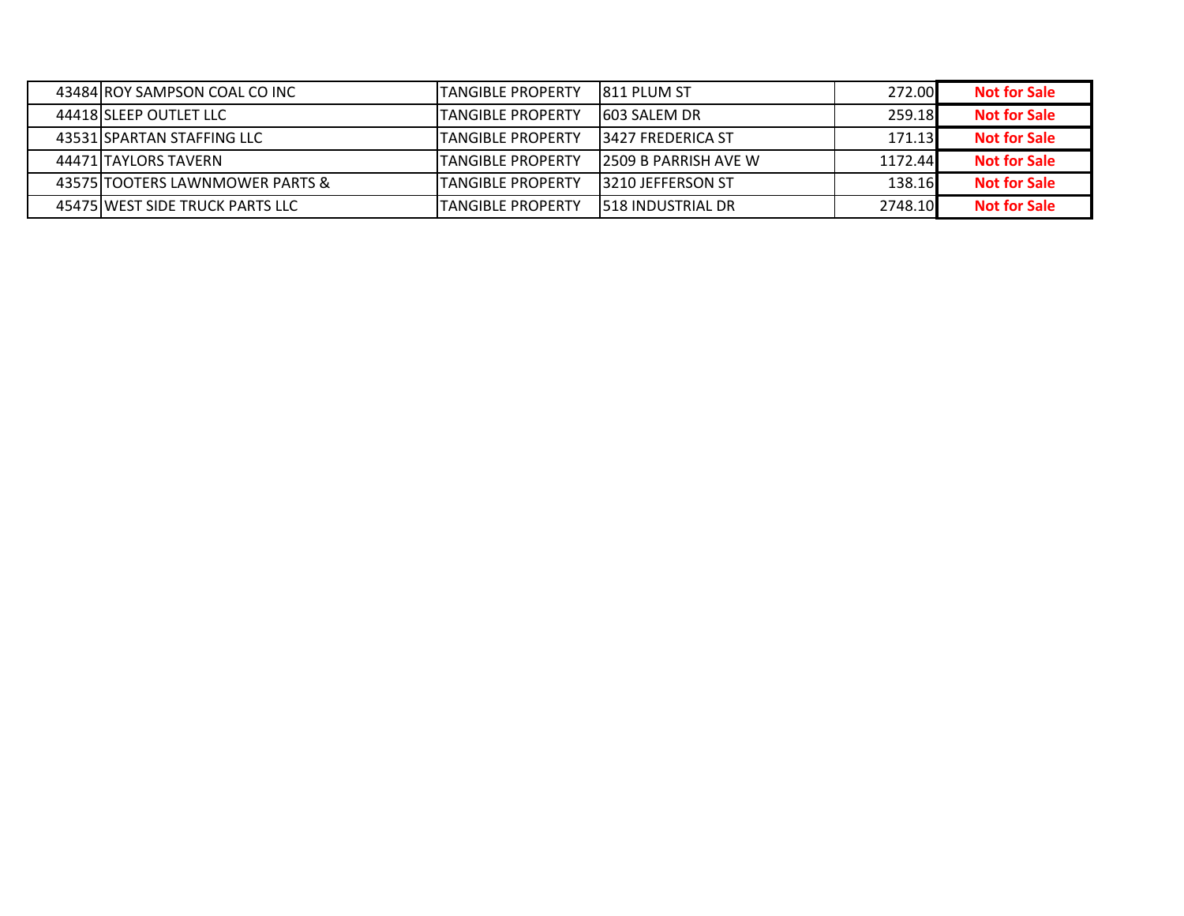| | | | | | |
|---|---|---|---|---|---|
| 43484 | ROY SAMPSON COAL CO INC | TANGIBLE PROPERTY | 811 PLUM ST | 272.00 | **Not for Sale** |
| 44418 | SLEEP OUTLET LLC | TANGIBLE PROPERTY | 603 SALEM DR | 259.18 | **Not for Sale** |
| 43531 | SPARTAN STAFFING LLC | TANGIBLE PROPERTY | 3427 FREDERICA ST | 171.13 | **Not for Sale** |
| 44471 | TAYLORS TAVERN | TANGIBLE PROPERTY | 2509 B PARRISH AVE W | 1172.44 | **Not for Sale** |
| 43575 | TOOTERS LAWNMOWER PARTS & | TANGIBLE PROPERTY | 3210 JEFFERSON ST | 138.16 | **Not for Sale** |
| 45475 | WEST SIDE TRUCK PARTS LLC | TANGIBLE PROPERTY | 518 INDUSTRIAL DR | 2748.10 | **Not for Sale** |